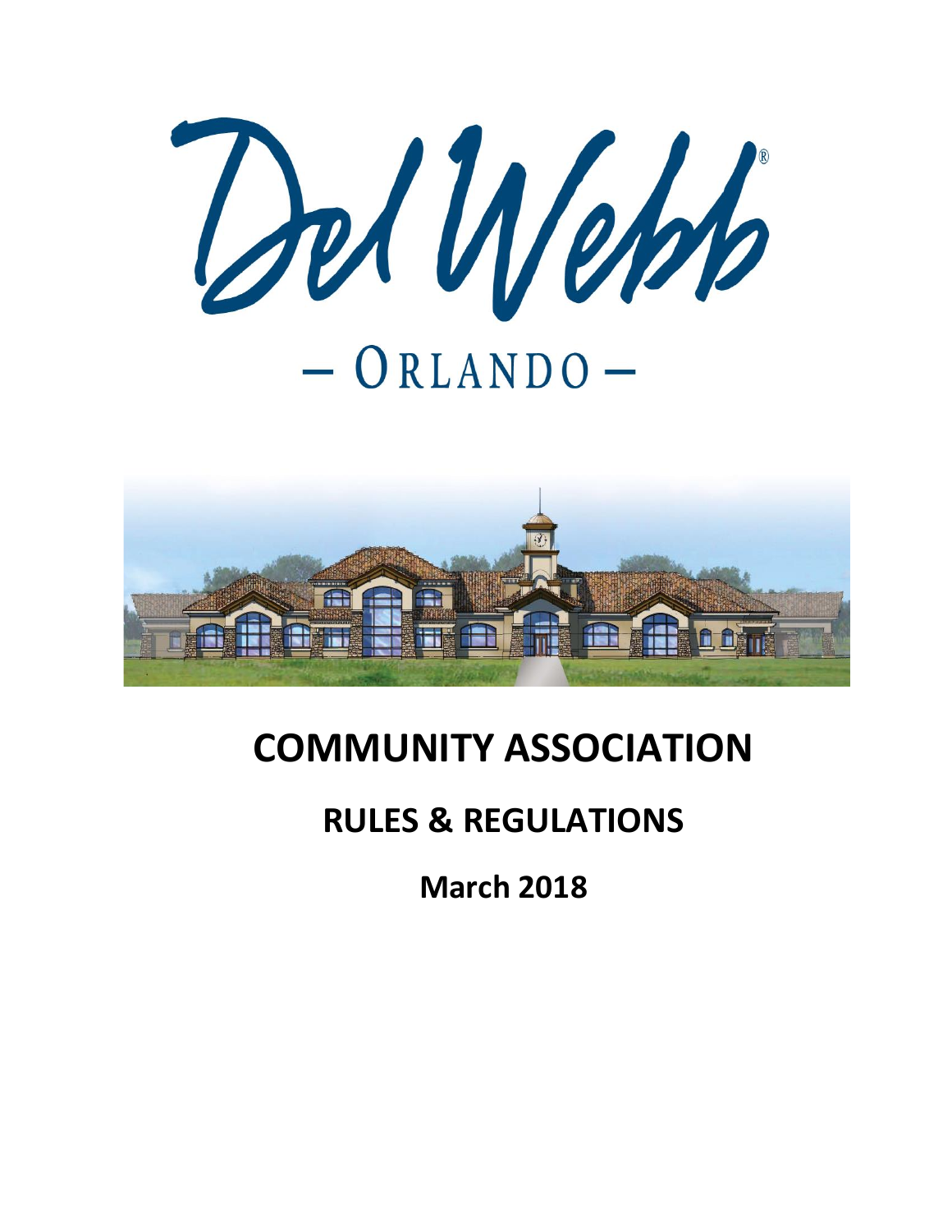Del Webb

— ORLANDO —

# COMMUNITY ASSOCIATION

## RULES & REGULATIONS

**March 2018**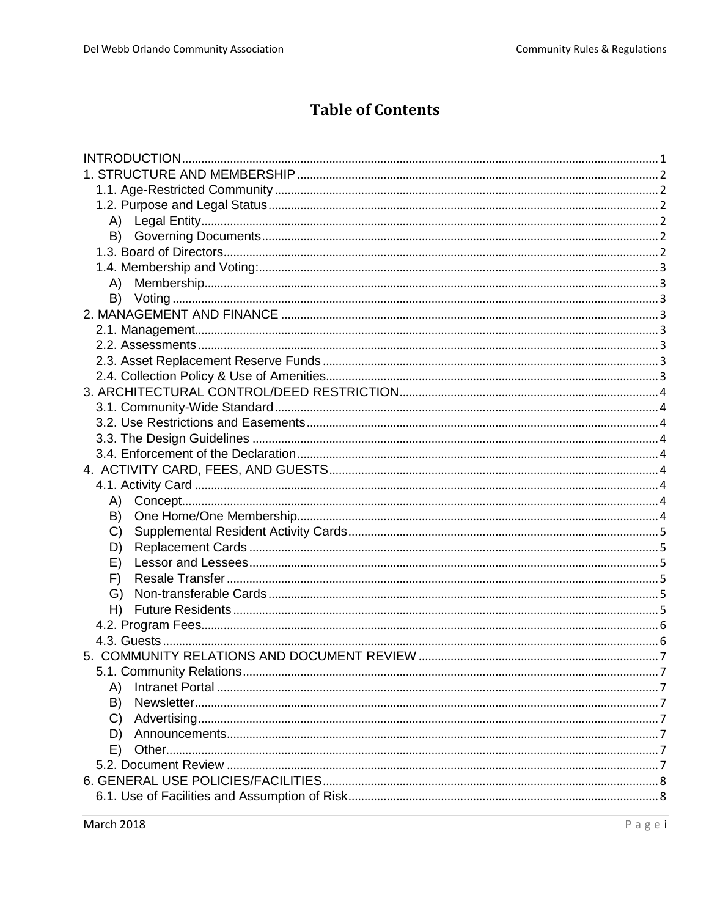# Table of Contents

INTRODUCTION ..... 1
1. STRUCTURE AND MEMBERSHIP ..... 2
  1.1. Age-Restricted Community ..... 2
  1.2. Purpose and Legal Status ..... 2
    A) Legal Entity ..... 2
    B) Governing Documents ..... 2
  1.3. Board of Directors ..... 2
  1.4. Membership and Voting: ..... 3
    A) Membership ..... 3
    B) Voting ..... 3
2. MANAGEMENT AND FINANCE ..... 3
  2.1. Management ..... 3
  2.2. Assessments ..... 3
  2.3. Asset Replacement Reserve Funds ..... 3
  2.4. Collection Policy & Use of Amenities ..... 3
3. ARCHITECTURAL CONTROL/DEED RESTRICTION ..... 4
  3.1. Community-Wide Standard ..... 4
  3.2. Use Restrictions and Easements ..... 4
  3.3. The Design Guidelines ..... 4
  3.4. Enforcement of the Declaration ..... 4
4. ACTIVITY CARD, FEES, AND GUESTS ..... 4
  4.1. Activity Card ..... 4
    A) Concept ..... 4
    B) One Home/One Membership ..... 4
    C) Supplemental Resident Activity Cards ..... 5
    D) Replacement Cards ..... 5
    E) Lessor and Lessees ..... 5
    F) Resale Transfer ..... 5
    G) Non-transferable Cards ..... 5
    H) Future Residents ..... 5
  4.2. Program Fees ..... 6
  4.3. Guests ..... 6
5. COMMUNITY RELATIONS AND DOCUMENT REVIEW ..... 7
  5.1. Community Relations ..... 7
    A) Intranet Portal ..... 7
    B) Newsletter ..... 7
    C) Advertising ..... 7
    D) Announcements ..... 7
    E) Other ..... 7
  5.2. Document Review ..... 7
6. GENERAL USE POLICIES/FACILITIES ..... 8
  6.1. Use of Facilities and Assumption of Risk ..... 8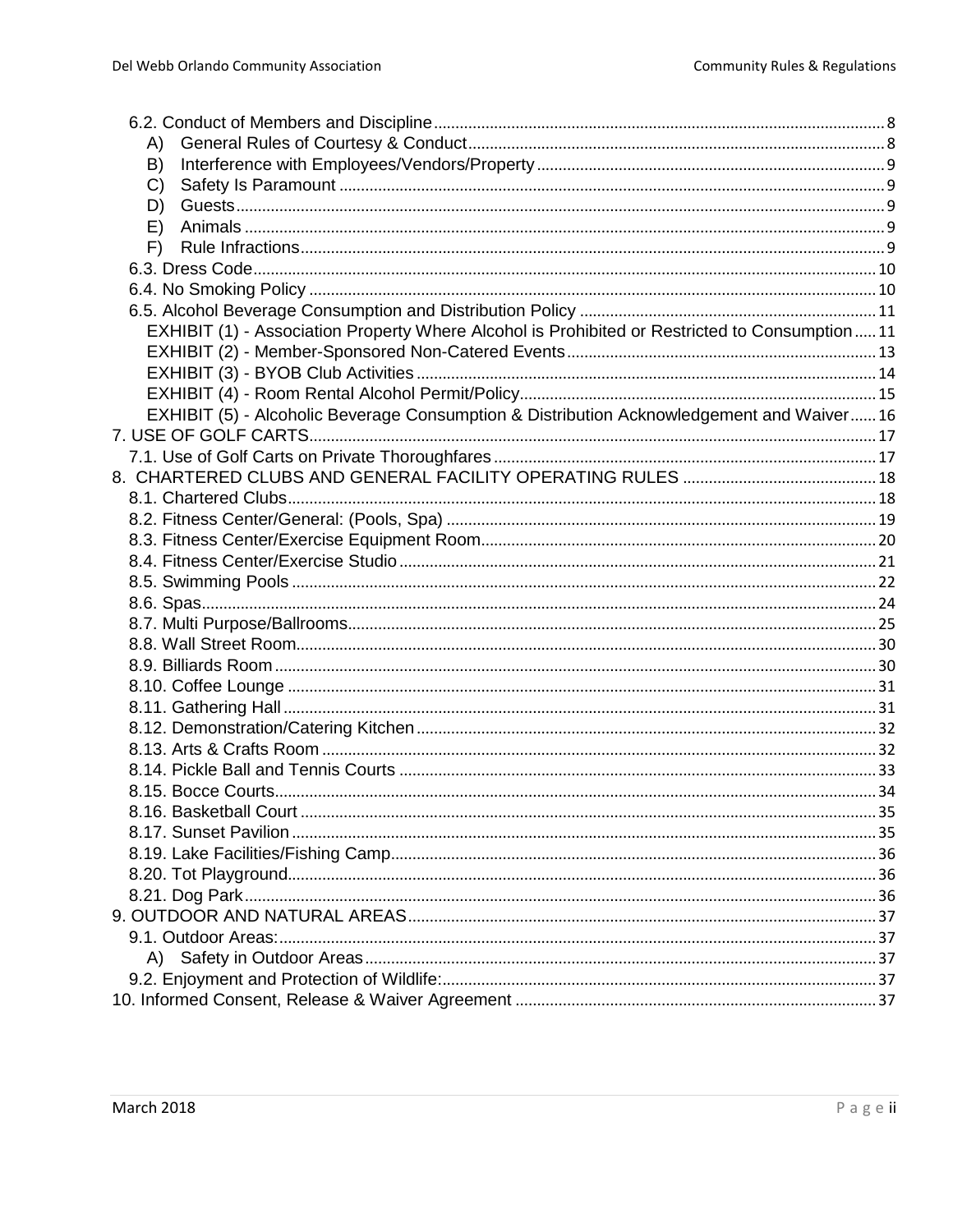6.2. Conduct of Members and Discipline ........ 8

- A) General Rules of Courtesy & Conduct ........ 8
- B) Interference with Employees/Vendors/Property ........ 9
- C) Safety Is Paramount ........ 9
- D) Guests ........ 9
- E) Animals ........ 9
- F) Rule Infractions ........ 9

6.3. Dress Code ........ 10

6.4. No Smoking Policy ........ 10

6.5. Alcohol Beverage Consumption and Distribution Policy ........ 11

- EXHIBIT (1) - Association Property Where Alcohol is Prohibited or Restricted to Consumption ........ 11
- EXHIBIT (2) - Member-Sponsored Non-Catered Events ........ 13
- EXHIBIT (3) - BYOB Club Activities ........ 14
- EXHIBIT (4) - Room Rental Alcohol Permit/Policy ........ 15
- EXHIBIT (5) - Alcoholic Beverage Consumption & Distribution Acknowledgement and Waiver ........ 16

7. USE OF GOLF CARTS ........ 17

7.1. Use of Golf Carts on Private Thoroughfares ........ 17

8. CHARTERED CLUBS AND GENERAL FACILITY OPERATING RULES ........ 18

8.1. Chartered Clubs ........ 18

8.2. Fitness Center/General: (Pools, Spa) ........ 19

8.3. Fitness Center/Exercise Equipment Room ........ 20

8.4. Fitness Center/Exercise Studio ........ 21

8.5. Swimming Pools ........ 22

8.6. Spas ........ 24

8.7. Multi Purpose/Ballrooms ........ 25

8.8. Wall Street Room ........ 30

8.9. Billiards Room ........ 30

8.10. Coffee Lounge ........ 31

8.11. Gathering Hall ........ 31

8.12. Demonstration/Catering Kitchen ........ 32

8.13. Arts & Crafts Room ........ 32

8.14. Pickle Ball and Tennis Courts ........ 33

8.15. Bocce Courts ........ 34

8.16. Basketball Court ........ 35

8.17. Sunset Pavilion ........ 35

8.19. Lake Facilities/Fishing Camp ........ 36

8.20. Tot Playground ........ 36

8.21. Dog Park ........ 36

9. OUTDOOR AND NATURAL AREAS ........ 37

9.1. Outdoor Areas: ........ 37

- A) Safety in Outdoor Areas ........ 37

9.2. Enjoyment and Protection of Wildlife: ........ 37

10. Informed Consent, Release & Waiver Agreement ........ 37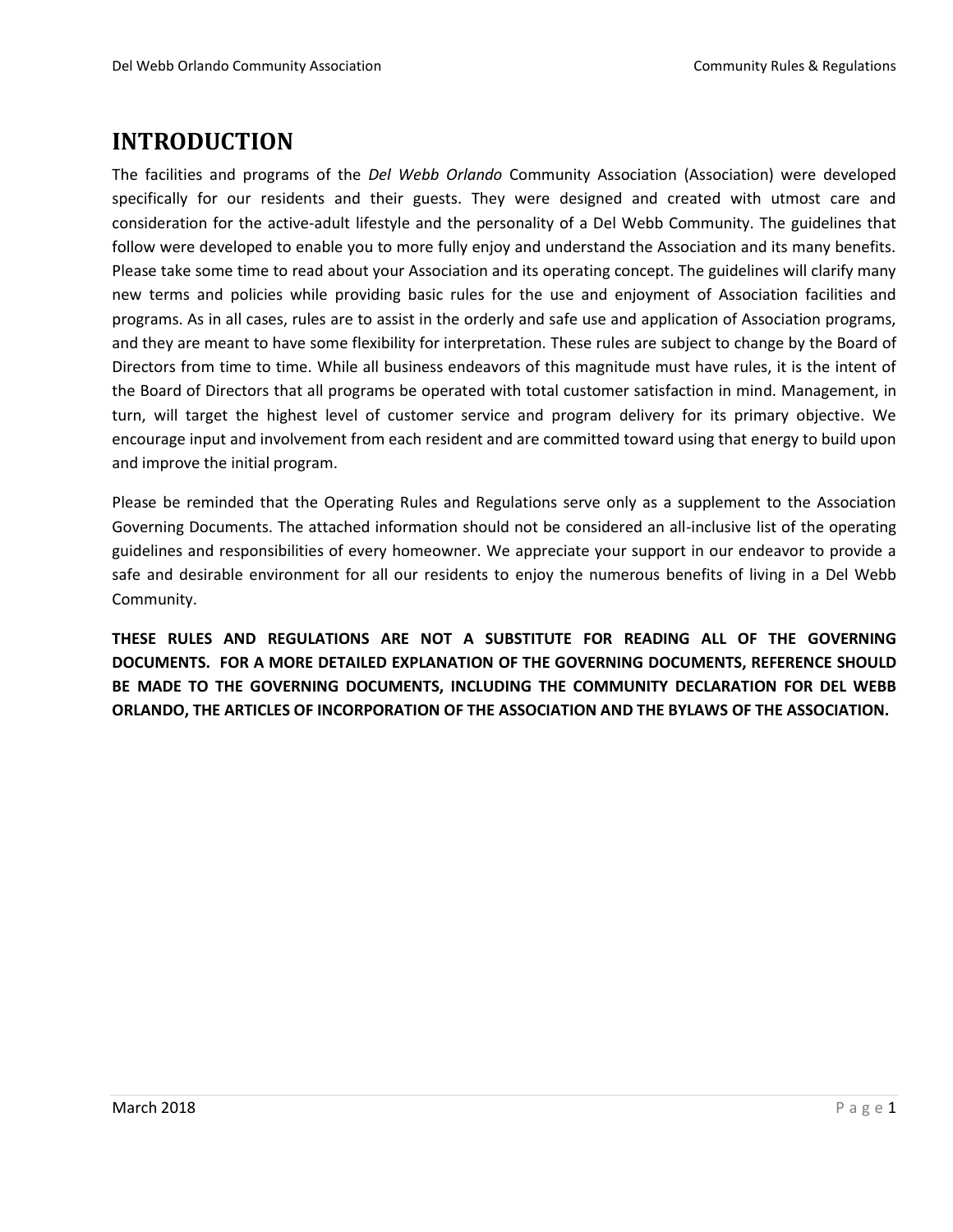# INTRODUCTION

The facilities and programs of the *Del Webb Orlando* Community Association (Association) were developed specifically for our residents and their guests. They were designed and created with utmost care and consideration for the active-adult lifestyle and the personality of a Del Webb Community. The guidelines that follow were developed to enable you to more fully enjoy and understand the Association and its many benefits. Please take some time to read about your Association and its operating concept. The guidelines will clarify many new terms and policies while providing basic rules for the use and enjoyment of Association facilities and programs. As in all cases, rules are to assist in the orderly and safe use and application of Association programs, and they are meant to have some flexibility for interpretation. These rules are subject to change by the Board of Directors from time to time. While all business endeavors of this magnitude must have rules, it is the intent of the Board of Directors that all programs be operated with total customer satisfaction in mind. Management, in turn, will target the highest level of customer service and program delivery for its primary objective. We encourage input and involvement from each resident and are committed toward using that energy to build upon and improve the initial program.

Please be reminded that the Operating Rules and Regulations serve only as a supplement to the Association Governing Documents. The attached information should not be considered an all-inclusive list of the operating guidelines and responsibilities of every homeowner. We appreciate your support in our endeavor to provide a safe and desirable environment for all our residents to enjoy the numerous benefits of living in a Del Webb Community.

**THESE RULES AND REGULATIONS ARE NOT A SUBSTITUTE FOR READING ALL OF THE GOVERNING DOCUMENTS. FOR A MORE DETAILED EXPLANATION OF THE GOVERNING DOCUMENTS, REFERENCE SHOULD BE MADE TO THE GOVERNING DOCUMENTS, INCLUDING THE COMMUNITY DECLARATION FOR DEL WEBB ORLANDO, THE ARTICLES OF INCORPORATION OF THE ASSOCIATION AND THE BYLAWS OF THE ASSOCIATION.**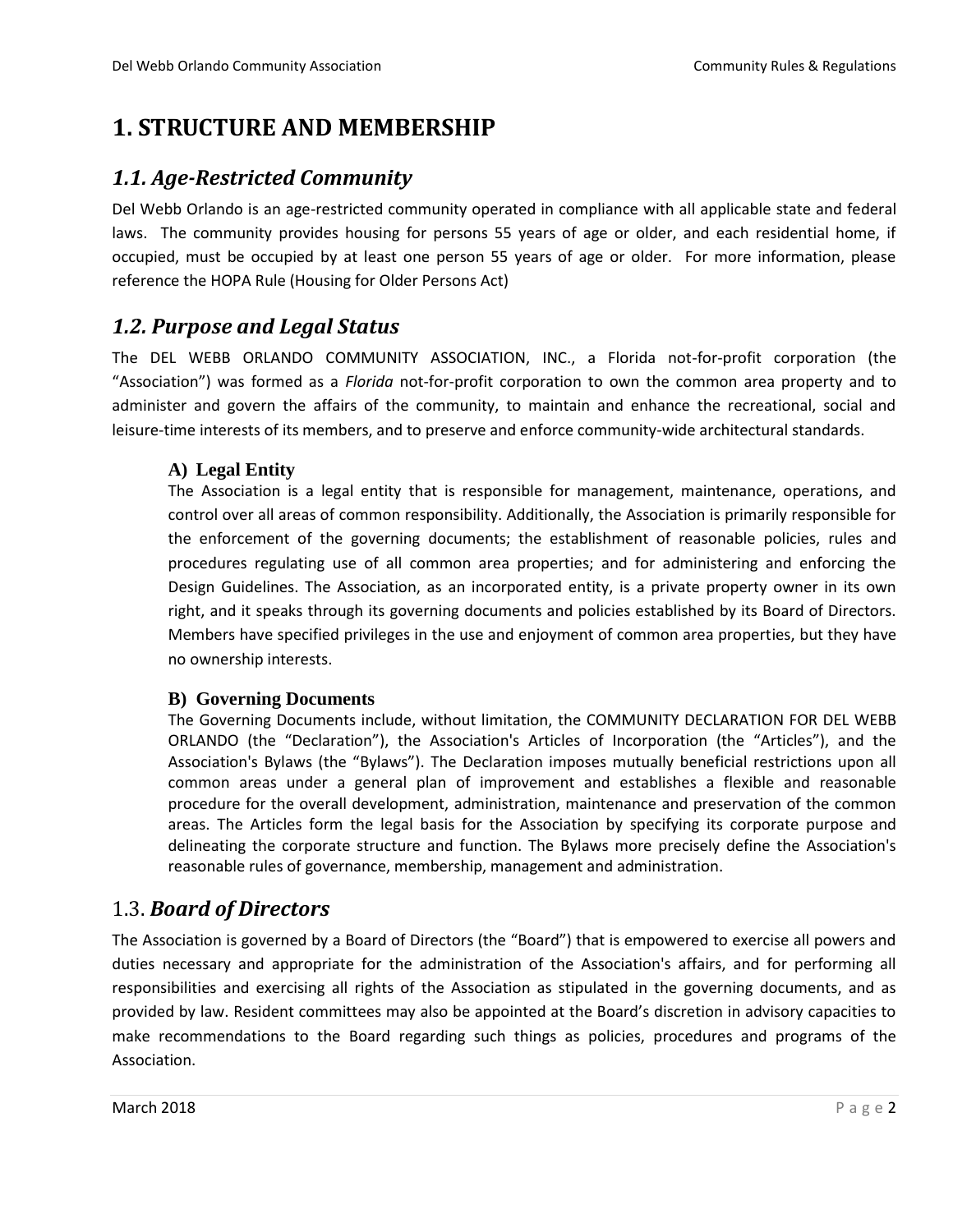# 1. STRUCTURE AND MEMBERSHIP

## *1.1. Age-Restricted Community*

Del Webb Orlando is an age-restricted community operated in compliance with all applicable state and federal laws. The community provides housing for persons 55 years of age or older, and each residential home, if occupied, must be occupied by at least one person 55 years of age or older. For more information, please reference the HOPA Rule (Housing for Older Persons Act)

## *1.2. Purpose and Legal Status*

The DEL WEBB ORLANDO COMMUNITY ASSOCIATION, INC., a Florida not-for-profit corporation (the "Association") was formed as a *Florida* not-for-profit corporation to own the common area property and to administer and govern the affairs of the community, to maintain and enhance the recreational, social and leisure-time interests of its members, and to preserve and enforce community-wide architectural standards.

### A) Legal Entity

The Association is a legal entity that is responsible for management, maintenance, operations, and control over all areas of common responsibility. Additionally, the Association is primarily responsible for the enforcement of the governing documents; the establishment of reasonable policies, rules and procedures regulating use of all common area properties; and for administering and enforcing the Design Guidelines. The Association, as an incorporated entity, is a private property owner in its own right, and it speaks through its governing documents and policies established by its Board of Directors. Members have specified privileges in the use and enjoyment of common area properties, but they have no ownership interests.

### B) Governing Documents

The Governing Documents include, without limitation, the COMMUNITY DECLARATION FOR DEL WEBB ORLANDO (the "Declaration"), the Association's Articles of Incorporation (the "Articles"), and the Association's Bylaws (the "Bylaws"). The Declaration imposes mutually beneficial restrictions upon all common areas under a general plan of improvement and establishes a flexible and reasonable procedure for the overall development, administration, maintenance and preservation of the common areas. The Articles form the legal basis for the Association by specifying its corporate purpose and delineating the corporate structure and function. The Bylaws more precisely define the Association's reasonable rules of governance, membership, management and administration.

## 1.3. *Board of Directors*

The Association is governed by a Board of Directors (the "Board") that is empowered to exercise all powers and duties necessary and appropriate for the administration of the Association's affairs, and for performing all responsibilities and exercising all rights of the Association as stipulated in the governing documents, and as provided by law. Resident committees may also be appointed at the Board's discretion in advisory capacities to make recommendations to the Board regarding such things as policies, procedures and programs of the Association.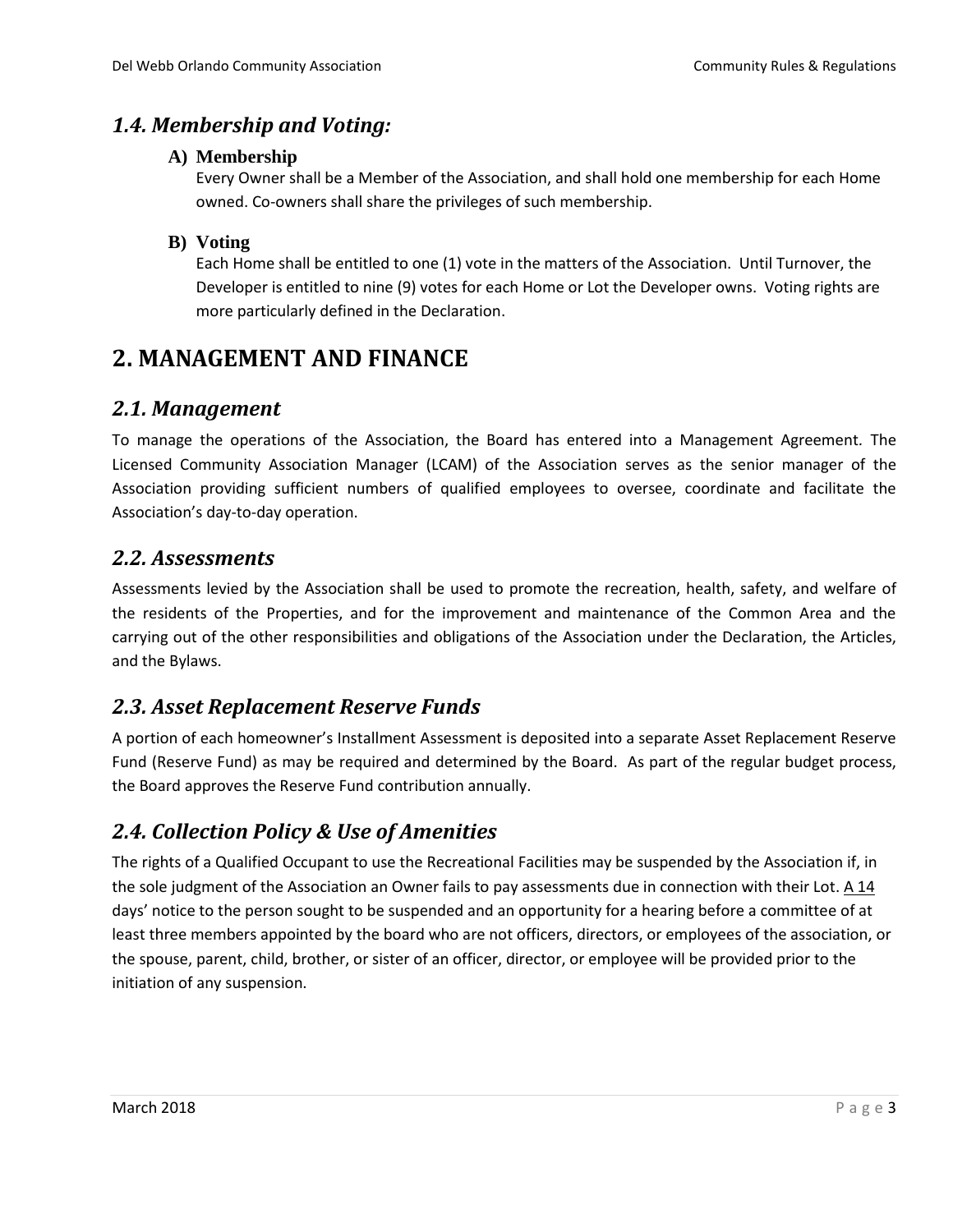## *1.4. Membership and Voting:*

### A) Membership

Every Owner shall be a Member of the Association, and shall hold one membership for each Home owned. Co-owners shall share the privileges of such membership.

### B) Voting

Each Home shall be entitled to one (1) vote in the matters of the Association. Until Turnover, the Developer is entitled to nine (9) votes for each Home or Lot the Developer owns. Voting rights are more particularly defined in the Declaration.

# 2. MANAGEMENT AND FINANCE

## *2.1. Management*

To manage the operations of the Association, the Board has entered into a Management Agreement. The Licensed Community Association Manager (LCAM) of the Association serves as the senior manager of the Association providing sufficient numbers of qualified employees to oversee, coordinate and facilitate the Association's day-to-day operation.

## *2.2. Assessments*

Assessments levied by the Association shall be used to promote the recreation, health, safety, and welfare of the residents of the Properties, and for the improvement and maintenance of the Common Area and the carrying out of the other responsibilities and obligations of the Association under the Declaration, the Articles, and the Bylaws.

## *2.3. Asset Replacement Reserve Funds*

A portion of each homeowner's Installment Assessment is deposited into a separate Asset Replacement Reserve Fund (Reserve Fund) as may be required and determined by the Board. As part of the regular budget process, the Board approves the Reserve Fund contribution annually.

## *2.4. Collection Policy & Use of Amenities*

The rights of a Qualified Occupant to use the Recreational Facilities may be suspended by the Association if, in the sole judgment of the Association an Owner fails to pay assessments due in connection with their Lot. A 14 days' notice to the person sought to be suspended and an opportunity for a hearing before a committee of at least three members appointed by the board who are not officers, directors, or employees of the association, or the spouse, parent, child, brother, or sister of an officer, director, or employee will be provided prior to the initiation of any suspension.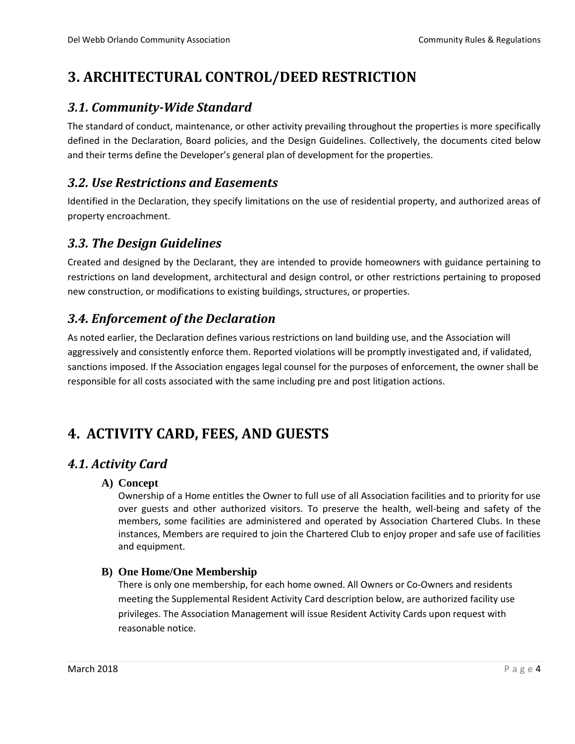# 3. ARCHITECTURAL CONTROL/DEED RESTRICTION

## *3.1. Community-Wide Standard*

The standard of conduct, maintenance, or other activity prevailing throughout the properties is more specifically defined in the Declaration, Board policies, and the Design Guidelines. Collectively, the documents cited below and their terms define the Developer's general plan of development for the properties.

## *3.2. Use Restrictions and Easements*

Identified in the Declaration, they specify limitations on the use of residential property, and authorized areas of property encroachment.

## *3.3. The Design Guidelines*

Created and designed by the Declarant, they are intended to provide homeowners with guidance pertaining to restrictions on land development, architectural and design control, or other restrictions pertaining to proposed new construction, or modifications to existing buildings, structures, or properties.

## *3.4. Enforcement of the Declaration*

As noted earlier, the Declaration defines various restrictions on land building use, and the Association will aggressively and consistently enforce them. Reported violations will be promptly investigated and, if validated, sanctions imposed. If the Association engages legal counsel for the purposes of enforcement, the owner shall be responsible for all costs associated with the same including pre and post litigation actions.

# 4. ACTIVITY CARD, FEES, AND GUESTS

## *4.1. Activity Card*

### A) Concept

Ownership of a Home entitles the Owner to full use of all Association facilities and to priority for use over guests and other authorized visitors. To preserve the health, well-being and safety of the members, some facilities are administered and operated by Association Chartered Clubs. In these instances, Members are required to join the Chartered Club to enjoy proper and safe use of facilities and equipment.

### B) One Home/One Membership

There is only one membership, for each home owned. All Owners or Co-Owners and residents meeting the Supplemental Resident Activity Card description below, are authorized facility use privileges. The Association Management will issue Resident Activity Cards upon request with reasonable notice.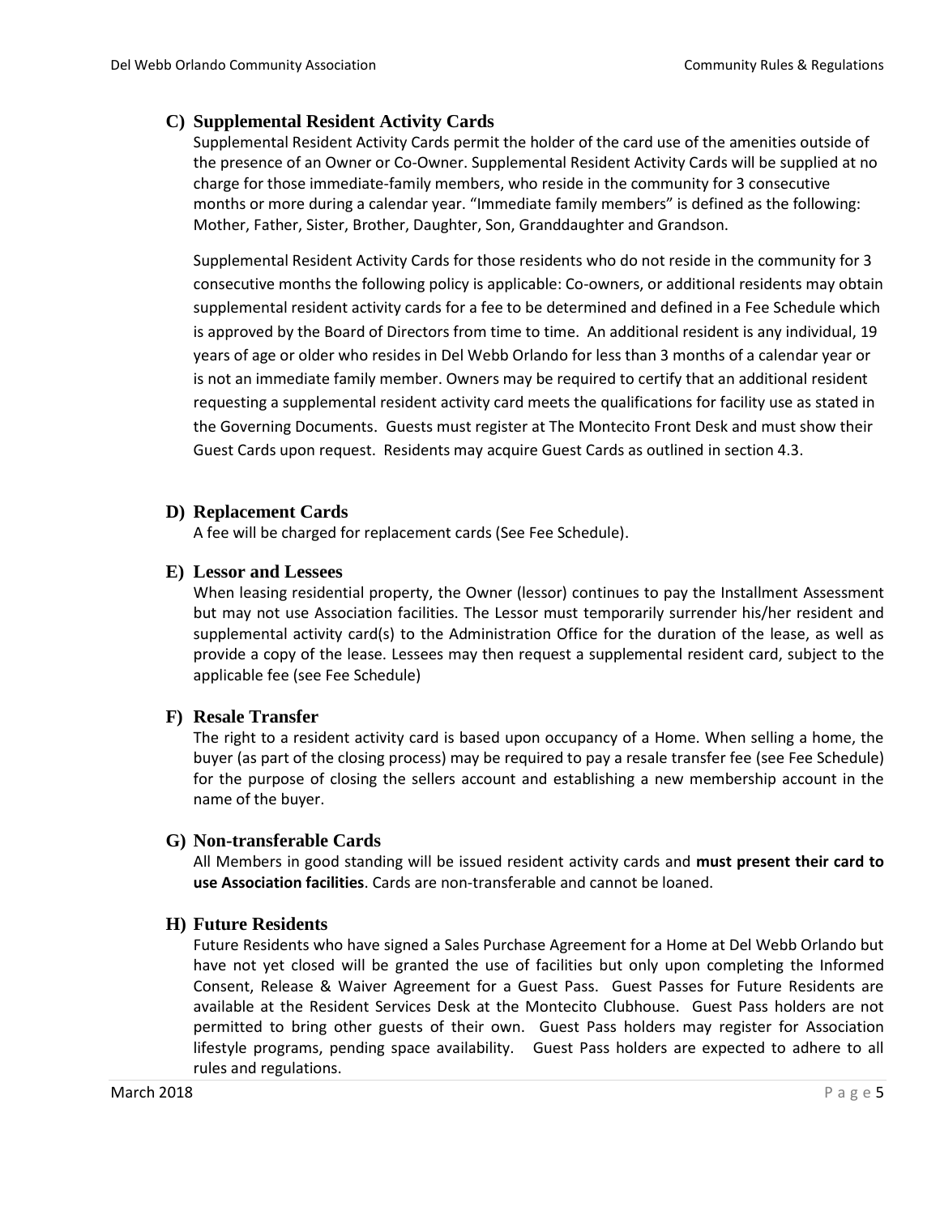### C) Supplemental Resident Activity Cards

Supplemental Resident Activity Cards permit the holder of the card use of the amenities outside of the presence of an Owner or Co-Owner. Supplemental Resident Activity Cards will be supplied at no charge for those immediate-family members, who reside in the community for 3 consecutive months or more during a calendar year. "Immediate family members" is defined as the following: Mother, Father, Sister, Brother, Daughter, Son, Granddaughter and Grandson.

Supplemental Resident Activity Cards for those residents who do not reside in the community for 3 consecutive months the following policy is applicable: Co-owners, or additional residents may obtain supplemental resident activity cards for a fee to be determined and defined in a Fee Schedule which is approved by the Board of Directors from time to time. An additional resident is any individual, 19 years of age or older who resides in Del Webb Orlando for less than 3 months of a calendar year or is not an immediate family member. Owners may be required to certify that an additional resident requesting a supplemental resident activity card meets the qualifications for facility use as stated in the Governing Documents. Guests must register at The Montecito Front Desk and must show their Guest Cards upon request. Residents may acquire Guest Cards as outlined in section 4.3.

### D) Replacement Cards

A fee will be charged for replacement cards (See Fee Schedule).

### E) Lessor and Lessees

When leasing residential property, the Owner (lessor) continues to pay the Installment Assessment but may not use Association facilities. The Lessor must temporarily surrender his/her resident and supplemental activity card(s) to the Administration Office for the duration of the lease, as well as provide a copy of the lease. Lessees may then request a supplemental resident card, subject to the applicable fee (see Fee Schedule)

### F) Resale Transfer

The right to a resident activity card is based upon occupancy of a Home. When selling a home, the buyer (as part of the closing process) may be required to pay a resale transfer fee (see Fee Schedule) for the purpose of closing the sellers account and establishing a new membership account in the name of the buyer.

### G) Non-transferable Cards

All Members in good standing will be issued resident activity cards and **must present their card to use Association facilities**. Cards are non-transferable and cannot be loaned.

### H) Future Residents

Future Residents who have signed a Sales Purchase Agreement for a Home at Del Webb Orlando but have not yet closed will be granted the use of facilities but only upon completing the Informed Consent, Release & Waiver Agreement for a Guest Pass. Guest Passes for Future Residents are available at the Resident Services Desk at the Montecito Clubhouse. Guest Pass holders are not permitted to bring other guests of their own. Guest Pass holders may register for Association lifestyle programs, pending space availability. Guest Pass holders are expected to adhere to all rules and regulations.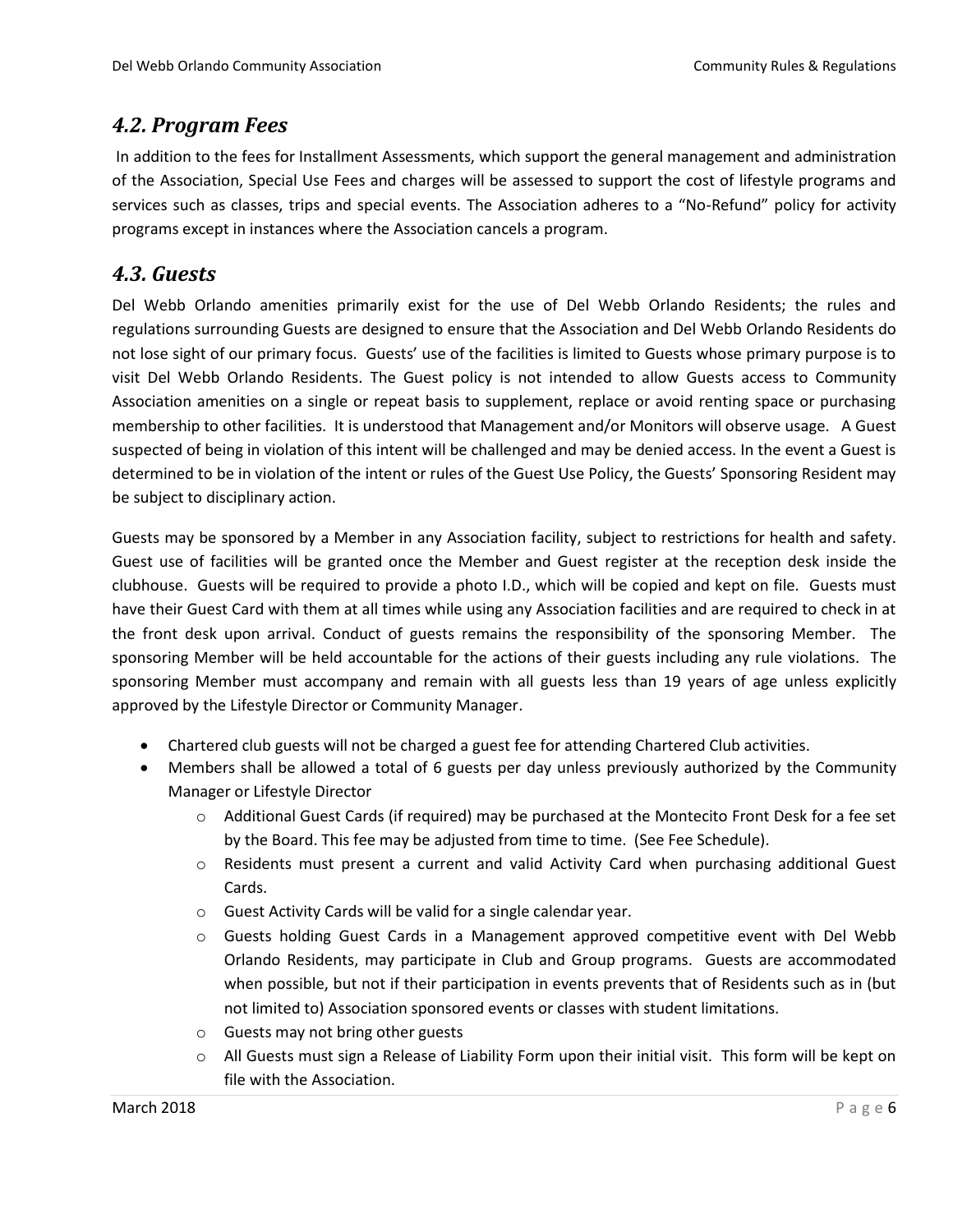## *4.2. Program Fees*

In addition to the fees for Installment Assessments, which support the general management and administration of the Association, Special Use Fees and charges will be assessed to support the cost of lifestyle programs and services such as classes, trips and special events. The Association adheres to a "No-Refund" policy for activity programs except in instances where the Association cancels a program.

## *4.3. Guests*

Del Webb Orlando amenities primarily exist for the use of Del Webb Orlando Residents; the rules and regulations surrounding Guests are designed to ensure that the Association and Del Webb Orlando Residents do not lose sight of our primary focus. Guests' use of the facilities is limited to Guests whose primary purpose is to visit Del Webb Orlando Residents. The Guest policy is not intended to allow Guests access to Community Association amenities on a single or repeat basis to supplement, replace or avoid renting space or purchasing membership to other facilities. It is understood that Management and/or Monitors will observe usage. A Guest suspected of being in violation of this intent will be challenged and may be denied access. In the event a Guest is determined to be in violation of the intent or rules of the Guest Use Policy, the Guests' Sponsoring Resident may be subject to disciplinary action.

Guests may be sponsored by a Member in any Association facility, subject to restrictions for health and safety. Guest use of facilities will be granted once the Member and Guest register at the reception desk inside the clubhouse. Guests will be required to provide a photo I.D., which will be copied and kept on file. Guests must have their Guest Card with them at all times while using any Association facilities and are required to check in at the front desk upon arrival. Conduct of guests remains the responsibility of the sponsoring Member. The sponsoring Member will be held accountable for the actions of their guests including any rule violations. The sponsoring Member must accompany and remain with all guests less than 19 years of age unless explicitly approved by the Lifestyle Director or Community Manager.

- Chartered club guests will not be charged a guest fee for attending Chartered Club activities.
- Members shall be allowed a total of 6 guests per day unless previously authorized by the Community Manager or Lifestyle Director
  - Additional Guest Cards (if required) may be purchased at the Montecito Front Desk for a fee set by the Board. This fee may be adjusted from time to time. (See Fee Schedule).
  - Residents must present a current and valid Activity Card when purchasing additional Guest Cards.
  - Guest Activity Cards will be valid for a single calendar year.
  - Guests holding Guest Cards in a Management approved competitive event with Del Webb Orlando Residents, may participate in Club and Group programs. Guests are accommodated when possible, but not if their participation in events prevents that of Residents such as in (but not limited to) Association sponsored events or classes with student limitations.
  - Guests may not bring other guests
  - All Guests must sign a Release of Liability Form upon their initial visit. This form will be kept on file with the Association.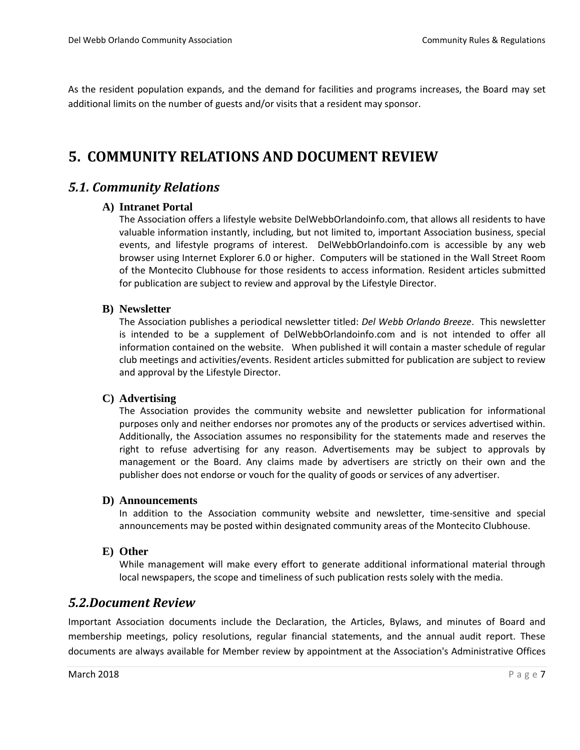As the resident population expands, and the demand for facilities and programs increases, the Board may set additional limits on the number of guests and/or visits that a resident may sponsor.

# 5. COMMUNITY RELATIONS AND DOCUMENT REVIEW

## *5.1. Community Relations*

### A) Intranet Portal

The Association offers a lifestyle website DelWebbOrlandoinfo.com, that allows all residents to have valuable information instantly, including, but not limited to, important Association business, special events, and lifestyle programs of interest. DelWebbOrlandoinfo.com is accessible by any web browser using Internet Explorer 6.0 or higher. Computers will be stationed in the Wall Street Room of the Montecito Clubhouse for those residents to access information. Resident articles submitted for publication are subject to review and approval by the Lifestyle Director.

### B) Newsletter

The Association publishes a periodical newsletter titled: *Del Webb Orlando Breeze*. This newsletter is intended to be a supplement of DelWebbOrlandoinfo.com and is not intended to offer all information contained on the website. When published it will contain a master schedule of regular club meetings and activities/events. Resident articles submitted for publication are subject to review and approval by the Lifestyle Director.

### C) Advertising

The Association provides the community website and newsletter publication for informational purposes only and neither endorses nor promotes any of the products or services advertised within. Additionally, the Association assumes no responsibility for the statements made and reserves the right to refuse advertising for any reason. Advertisements may be subject to approvals by management or the Board. Any claims made by advertisers are strictly on their own and the publisher does not endorse or vouch for the quality of goods or services of any advertiser.

### D) Announcements

In addition to the Association community website and newsletter, time-sensitive and special announcements may be posted within designated community areas of the Montecito Clubhouse.

### E) Other

While management will make every effort to generate additional informational material through local newspapers, the scope and timeliness of such publication rests solely with the media.

## *5.2.Document Review*

Important Association documents include the Declaration, the Articles, Bylaws, and minutes of Board and membership meetings, policy resolutions, regular financial statements, and the annual audit report. These documents are always available for Member review by appointment at the Association's Administrative Offices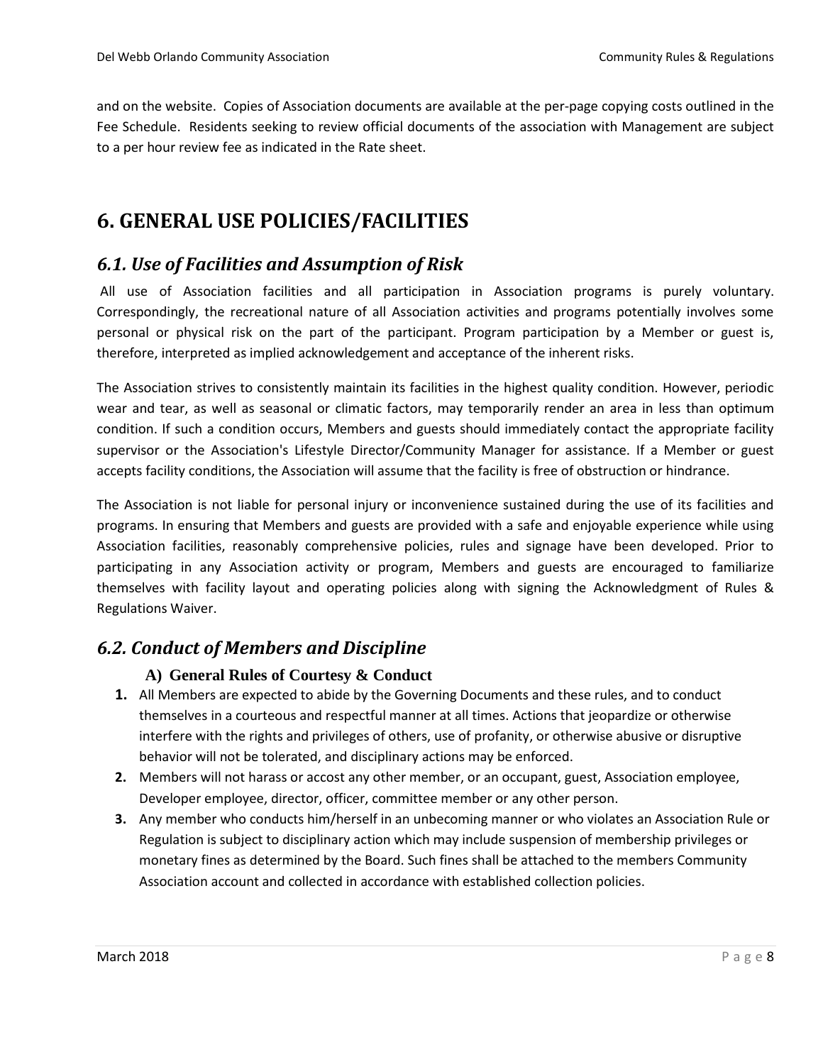and on the website. Copies of Association documents are available at the per-page copying costs outlined in the Fee Schedule. Residents seeking to review official documents of the association with Management are subject to a per hour review fee as indicated in the Rate sheet.

# 6. GENERAL USE POLICIES/FACILITIES

## *6.1. Use of Facilities and Assumption of Risk*

All use of Association facilities and all participation in Association programs is purely voluntary. Correspondingly, the recreational nature of all Association activities and programs potentially involves some personal or physical risk on the part of the participant. Program participation by a Member or guest is, therefore, interpreted as implied acknowledgement and acceptance of the inherent risks.

The Association strives to consistently maintain its facilities in the highest quality condition. However, periodic wear and tear, as well as seasonal or climatic factors, may temporarily render an area in less than optimum condition. If such a condition occurs, Members and guests should immediately contact the appropriate facility supervisor or the Association's Lifestyle Director/Community Manager for assistance. If a Member or guest accepts facility conditions, the Association will assume that the facility is free of obstruction or hindrance.

The Association is not liable for personal injury or inconvenience sustained during the use of its facilities and programs. In ensuring that Members and guests are provided with a safe and enjoyable experience while using Association facilities, reasonably comprehensive policies, rules and signage have been developed. Prior to participating in any Association activity or program, Members and guests are encouraged to familiarize themselves with facility layout and operating policies along with signing the Acknowledgment of Rules & Regulations Waiver.

## *6.2. Conduct of Members and Discipline*

### A) General Rules of Courtesy & Conduct

1. All Members are expected to abide by the Governing Documents and these rules, and to conduct themselves in a courteous and respectful manner at all times. Actions that jeopardize or otherwise interfere with the rights and privileges of others, use of profanity, or otherwise abusive or disruptive behavior will not be tolerated, and disciplinary actions may be enforced.
2. Members will not harass or accost any other member, or an occupant, guest, Association employee, Developer employee, director, officer, committee member or any other person.
3. Any member who conducts him/herself in an unbecoming manner or who violates an Association Rule or Regulation is subject to disciplinary action which may include suspension of membership privileges or monetary fines as determined by the Board. Such fines shall be attached to the members Community Association account and collected in accordance with established collection policies.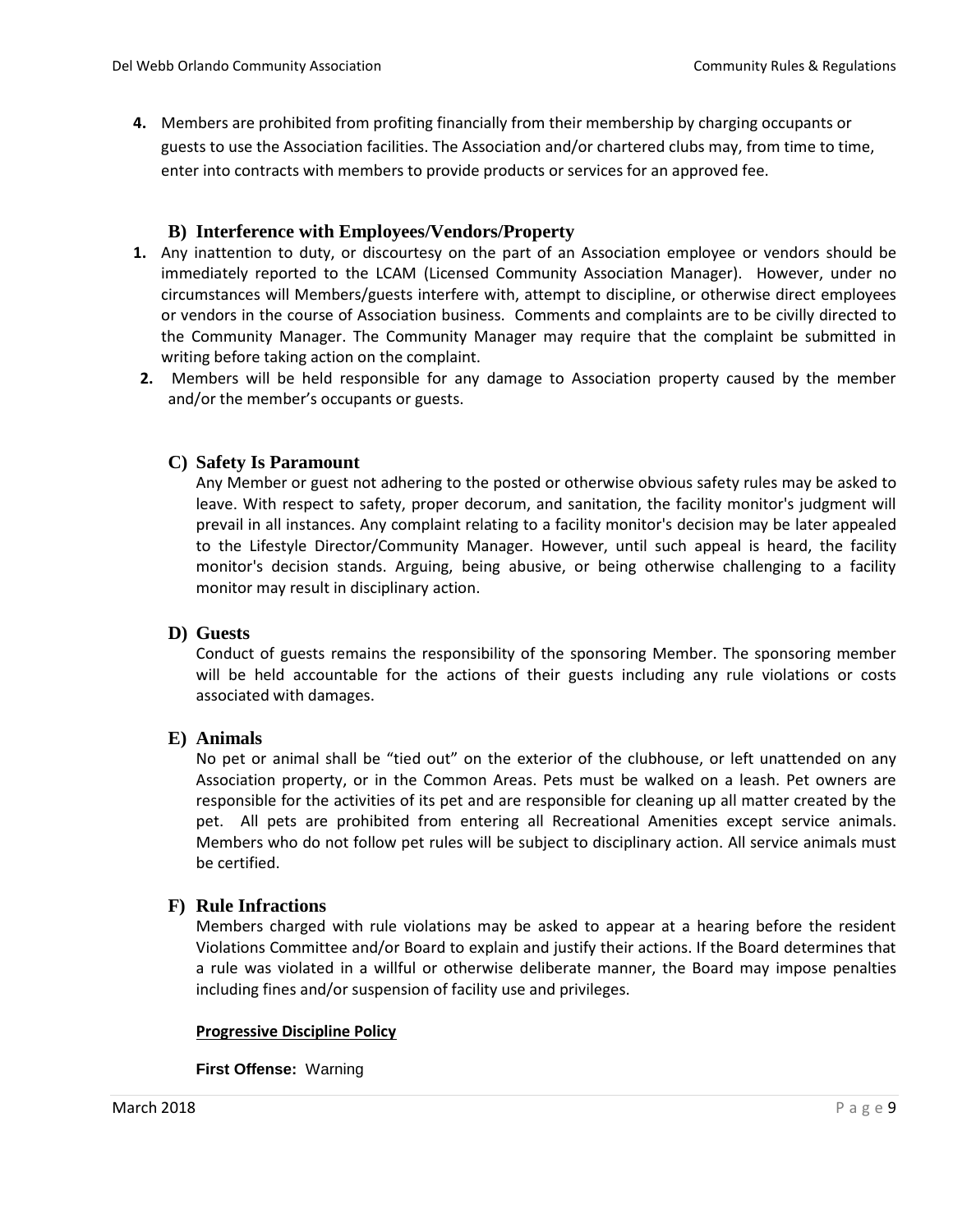4. Members are prohibited from profiting financially from their membership by charging occupants or guests to use the Association facilities. The Association and/or chartered clubs may, from time to time, enter into contracts with members to provide products or services for an approved fee.

### B) Interference with Employees/Vendors/Property

1. Any inattention to duty, or discourtesy on the part of an Association employee or vendors should be immediately reported to the LCAM (Licensed Community Association Manager). However, under no circumstances will Members/guests interfere with, attempt to discipline, or otherwise direct employees or vendors in the course of Association business. Comments and complaints are to be civilly directed to the Community Manager. The Community Manager may require that the complaint be submitted in writing before taking action on the complaint.
2. Members will be held responsible for any damage to Association property caused by the member and/or the member's occupants or guests.

### C) Safety Is Paramount

Any Member or guest not adhering to the posted or otherwise obvious safety rules may be asked to leave. With respect to safety, proper decorum, and sanitation, the facility monitor's judgment will prevail in all instances. Any complaint relating to a facility monitor's decision may be later appealed to the Lifestyle Director/Community Manager. However, until such appeal is heard, the facility monitor's decision stands. Arguing, being abusive, or being otherwise challenging to a facility monitor may result in disciplinary action.

### D) Guests

Conduct of guests remains the responsibility of the sponsoring Member. The sponsoring member will be held accountable for the actions of their guests including any rule violations or costs associated with damages.

### E) Animals

No pet or animal shall be "tied out" on the exterior of the clubhouse, or left unattended on any Association property, or in the Common Areas. Pets must be walked on a leash. Pet owners are responsible for the activities of its pet and are responsible for cleaning up all matter created by the pet. All pets are prohibited from entering all Recreational Amenities except service animals. Members who do not follow pet rules will be subject to disciplinary action. All service animals must be certified.

### F) Rule Infractions

Members charged with rule violations may be asked to appear at a hearing before the resident Violations Committee and/or Board to explain and justify their actions. If the Board determines that a rule was violated in a willful or otherwise deliberate manner, the Board may impose penalties including fines and/or suspension of facility use and privileges.

**Progressive Discipline Policy**

**First Offense:** Warning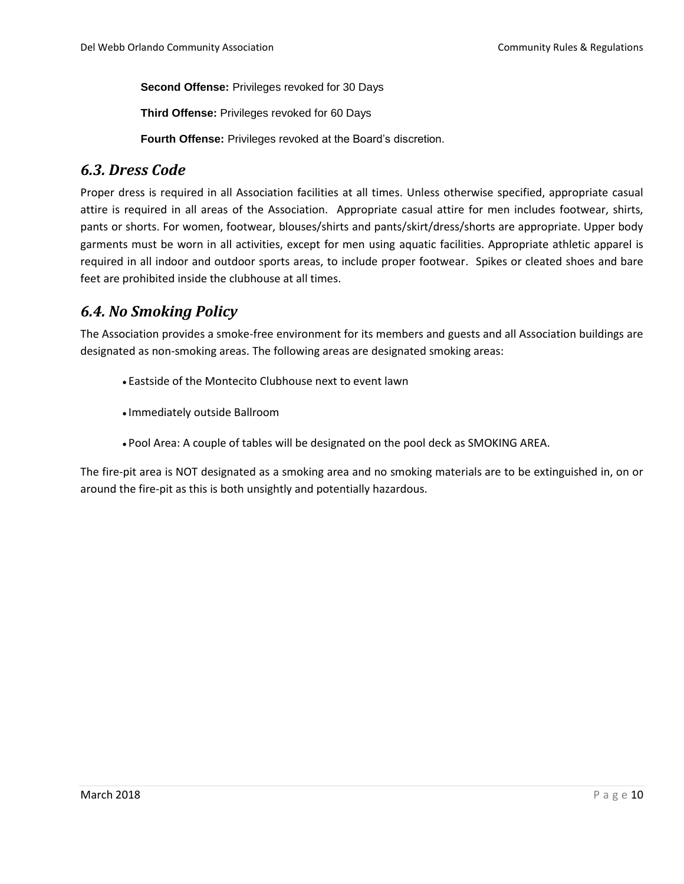**Second Offense:** Privileges revoked for 30 Days

**Third Offense:** Privileges revoked for 60 Days

**Fourth Offense:** Privileges revoked at the Board's discretion.

## *6.3. Dress Code*

Proper dress is required in all Association facilities at all times. Unless otherwise specified, appropriate casual attire is required in all areas of the Association. Appropriate casual attire for men includes footwear, shirts, pants or shorts. For women, footwear, blouses/shirts and pants/skirt/dress/shorts are appropriate. Upper body garments must be worn in all activities, except for men using aquatic facilities. Appropriate athletic apparel is required in all indoor and outdoor sports areas, to include proper footwear. Spikes or cleated shoes and bare feet are prohibited inside the clubhouse at all times.

## *6.4. No Smoking Policy*

The Association provides a smoke-free environment for its members and guests and all Association buildings are designated as non-smoking areas. The following areas are designated smoking areas:

- Eastside of the Montecito Clubhouse next to event lawn
- Immediately outside Ballroom
- Pool Area: A couple of tables will be designated on the pool deck as SMOKING AREA.

The fire-pit area is NOT designated as a smoking area and no smoking materials are to be extinguished in, on or around the fire-pit as this is both unsightly and potentially hazardous.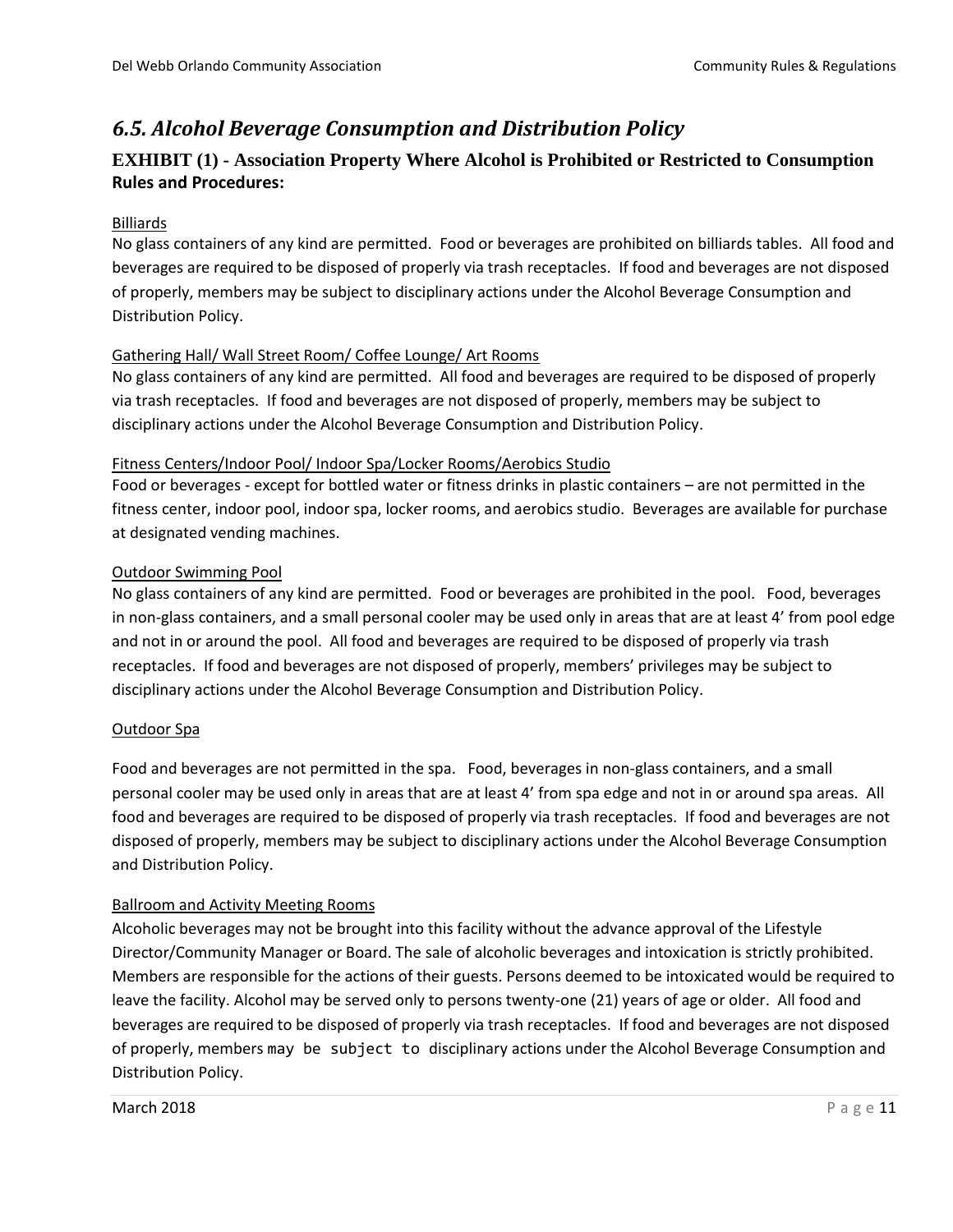## *6.5. Alcohol Beverage Consumption and Distribution Policy*

### EXHIBIT (1) - Association Property Where Alcohol is Prohibited or Restricted to Consumption Rules and Procedures:

Billiards

No glass containers of any kind are permitted. Food or beverages are prohibited on billiards tables. All food and beverages are required to be disposed of properly via trash receptacles. If food and beverages are not disposed of properly, members may be subject to disciplinary actions under the Alcohol Beverage Consumption and Distribution Policy.

Gathering Hall/ Wall Street Room/ Coffee Lounge/ Art Rooms

No glass containers of any kind are permitted. All food and beverages are required to be disposed of properly via trash receptacles. If food and beverages are not disposed of properly, members may be subject to disciplinary actions under the Alcohol Beverage Consumption and Distribution Policy.

Fitness Centers/Indoor Pool/ Indoor Spa/Locker Rooms/Aerobics Studio

Food or beverages - except for bottled water or fitness drinks in plastic containers – are not permitted in the fitness center, indoor pool, indoor spa, locker rooms, and aerobics studio. Beverages are available for purchase at designated vending machines.

Outdoor Swimming Pool

No glass containers of any kind are permitted. Food or beverages are prohibited in the pool. Food, beverages in non-glass containers, and a small personal cooler may be used only in areas that are at least 4' from pool edge and not in or around the pool. All food and beverages are required to be disposed of properly via trash receptacles. If food and beverages are not disposed of properly, members' privileges may be subject to disciplinary actions under the Alcohol Beverage Consumption and Distribution Policy.

Outdoor Spa

Food and beverages are not permitted in the spa. Food, beverages in non-glass containers, and a small personal cooler may be used only in areas that are at least 4' from spa edge and not in or around spa areas. All food and beverages are required to be disposed of properly via trash receptacles. If food and beverages are not disposed of properly, members may be subject to disciplinary actions under the Alcohol Beverage Consumption and Distribution Policy.

Ballroom and Activity Meeting Rooms

Alcoholic beverages may not be brought into this facility without the advance approval of the Lifestyle Director/Community Manager or Board. The sale of alcoholic beverages and intoxication is strictly prohibited. Members are responsible for the actions of their guests. Persons deemed to be intoxicated would be required to leave the facility. Alcohol may be served only to persons twenty-one (21) years of age or older. All food and beverages are required to be disposed of properly via trash receptacles. If food and beverages are not disposed of properly, members may be subject to disciplinary actions under the Alcohol Beverage Consumption and Distribution Policy.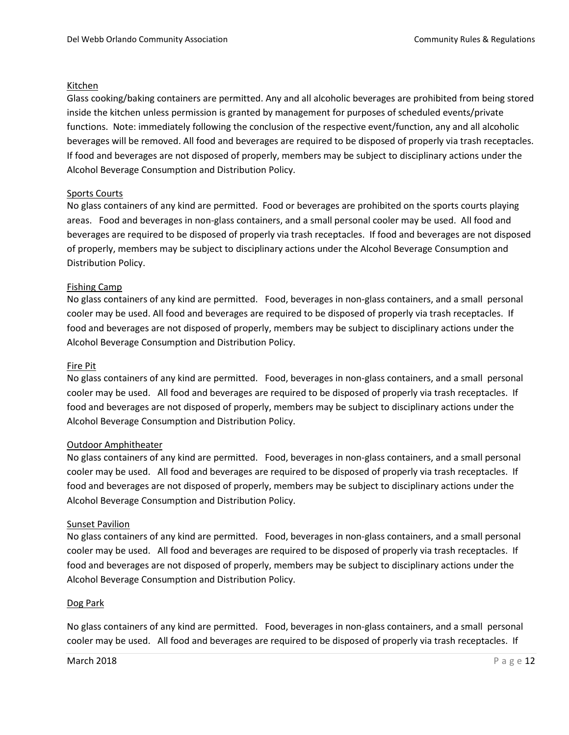Kitchen

Glass cooking/baking containers are permitted. Any and all alcoholic beverages are prohibited from being stored inside the kitchen unless permission is granted by management for purposes of scheduled events/private functions. Note: immediately following the conclusion of the respective event/function, any and all alcoholic beverages will be removed. All food and beverages are required to be disposed of properly via trash receptacles. If food and beverages are not disposed of properly, members may be subject to disciplinary actions under the Alcohol Beverage Consumption and Distribution Policy.

Sports Courts

No glass containers of any kind are permitted. Food or beverages are prohibited on the sports courts playing areas. Food and beverages in non-glass containers, and a small personal cooler may be used. All food and beverages are required to be disposed of properly via trash receptacles. If food and beverages are not disposed of properly, members may be subject to disciplinary actions under the Alcohol Beverage Consumption and Distribution Policy.

Fishing Camp

No glass containers of any kind are permitted. Food, beverages in non-glass containers, and a small personal cooler may be used. All food and beverages are required to be disposed of properly via trash receptacles. If food and beverages are not disposed of properly, members may be subject to disciplinary actions under the Alcohol Beverage Consumption and Distribution Policy.

Fire Pit

No glass containers of any kind are permitted. Food, beverages in non-glass containers, and a small personal cooler may be used. All food and beverages are required to be disposed of properly via trash receptacles. If food and beverages are not disposed of properly, members may be subject to disciplinary actions under the Alcohol Beverage Consumption and Distribution Policy.

Outdoor Amphitheater

No glass containers of any kind are permitted. Food, beverages in non-glass containers, and a small personal cooler may be used. All food and beverages are required to be disposed of properly via trash receptacles. If food and beverages are not disposed of properly, members may be subject to disciplinary actions under the Alcohol Beverage Consumption and Distribution Policy.

Sunset Pavilion

No glass containers of any kind are permitted. Food, beverages in non-glass containers, and a small personal cooler may be used. All food and beverages are required to be disposed of properly via trash receptacles. If food and beverages are not disposed of properly, members may be subject to disciplinary actions under the Alcohol Beverage Consumption and Distribution Policy.

Dog Park

No glass containers of any kind are permitted. Food, beverages in non-glass containers, and a small personal cooler may be used. All food and beverages are required to be disposed of properly via trash receptacles. If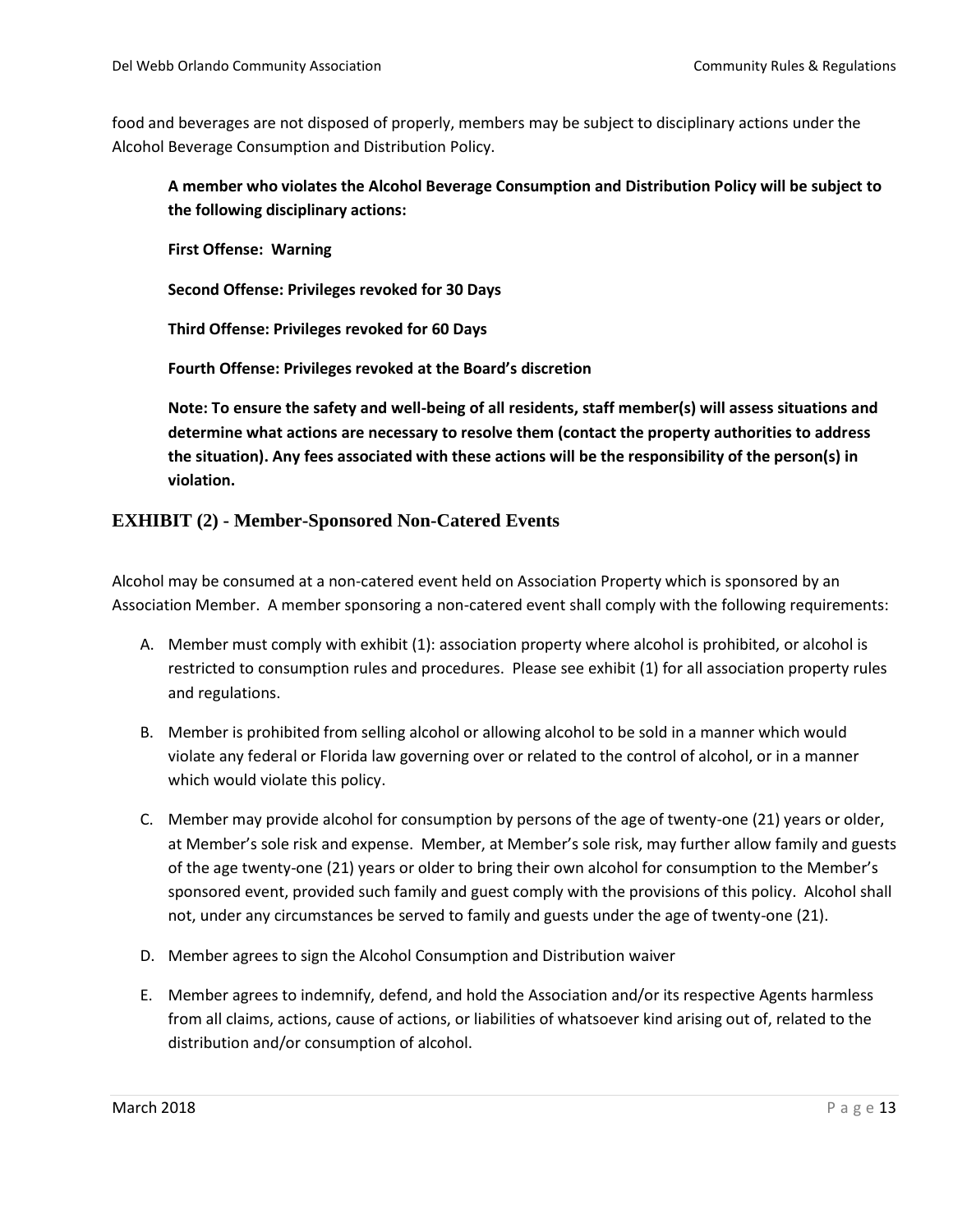food and beverages are not disposed of properly, members may be subject to disciplinary actions under the Alcohol Beverage Consumption and Distribution Policy.

**A member who violates the Alcohol Beverage Consumption and Distribution Policy will be subject to the following disciplinary actions:**

**First Offense: Warning**

**Second Offense: Privileges revoked for 30 Days**

**Third Offense: Privileges revoked for 60 Days**

**Fourth Offense: Privileges revoked at the Board's discretion**

**Note: To ensure the safety and well-being of all residents, staff member(s) will assess situations and determine what actions are necessary to resolve them (contact the property authorities to address the situation). Any fees associated with these actions will be the responsibility of the person(s) in violation.**

## EXHIBIT (2) - Member-Sponsored Non-Catered Events

Alcohol may be consumed at a non-catered event held on Association Property which is sponsored by an Association Member. A member sponsoring a non-catered event shall comply with the following requirements:

A. Member must comply with exhibit (1): association property where alcohol is prohibited, or alcohol is restricted to consumption rules and procedures. Please see exhibit (1) for all association property rules and regulations.

B. Member is prohibited from selling alcohol or allowing alcohol to be sold in a manner which would violate any federal or Florida law governing over or related to the control of alcohol, or in a manner which would violate this policy.

C. Member may provide alcohol for consumption by persons of the age of twenty-one (21) years or older, at Member's sole risk and expense. Member, at Member's sole risk, may further allow family and guests of the age twenty-one (21) years or older to bring their own alcohol for consumption to the Member's sponsored event, provided such family and guest comply with the provisions of this policy. Alcohol shall not, under any circumstances be served to family and guests under the age of twenty-one (21).

D. Member agrees to sign the Alcohol Consumption and Distribution waiver

E. Member agrees to indemnify, defend, and hold the Association and/or its respective Agents harmless from all claims, actions, cause of actions, or liabilities of whatsoever kind arising out of, related to the distribution and/or consumption of alcohol.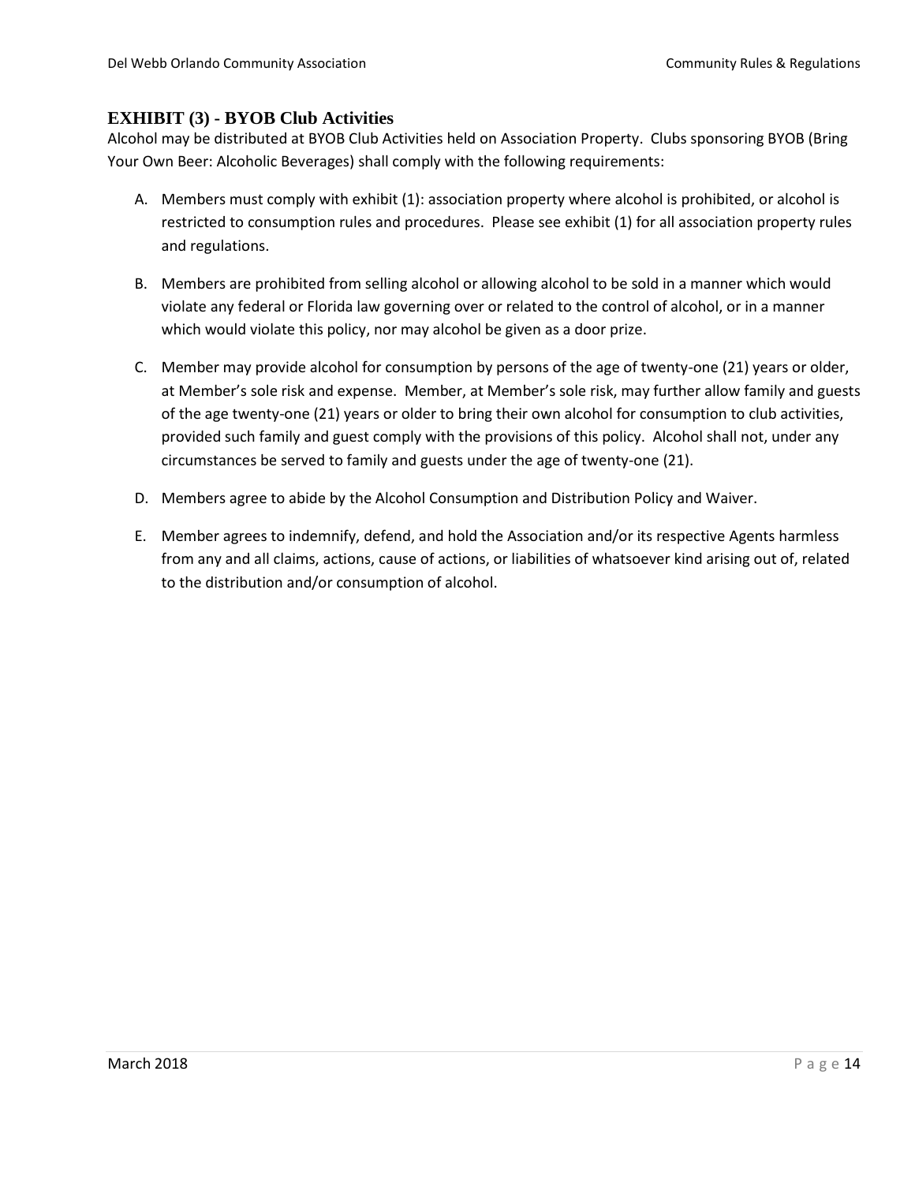## EXHIBIT (3) - BYOB Club Activities

Alcohol may be distributed at BYOB Club Activities held on Association Property. Clubs sponsoring BYOB (Bring Your Own Beer: Alcoholic Beverages) shall comply with the following requirements:

A. Members must comply with exhibit (1): association property where alcohol is prohibited, or alcohol is restricted to consumption rules and procedures. Please see exhibit (1) for all association property rules and regulations.

B. Members are prohibited from selling alcohol or allowing alcohol to be sold in a manner which would violate any federal or Florida law governing over or related to the control of alcohol, or in a manner which would violate this policy, nor may alcohol be given as a door prize.

C. Member may provide alcohol for consumption by persons of the age of twenty-one (21) years or older, at Member's sole risk and expense. Member, at Member's sole risk, may further allow family and guests of the age twenty-one (21) years or older to bring their own alcohol for consumption to club activities, provided such family and guest comply with the provisions of this policy. Alcohol shall not, under any circumstances be served to family and guests under the age of twenty-one (21).

D. Members agree to abide by the Alcohol Consumption and Distribution Policy and Waiver.

E. Member agrees to indemnify, defend, and hold the Association and/or its respective Agents harmless from any and all claims, actions, cause of actions, or liabilities of whatsoever kind arising out of, related to the distribution and/or consumption of alcohol.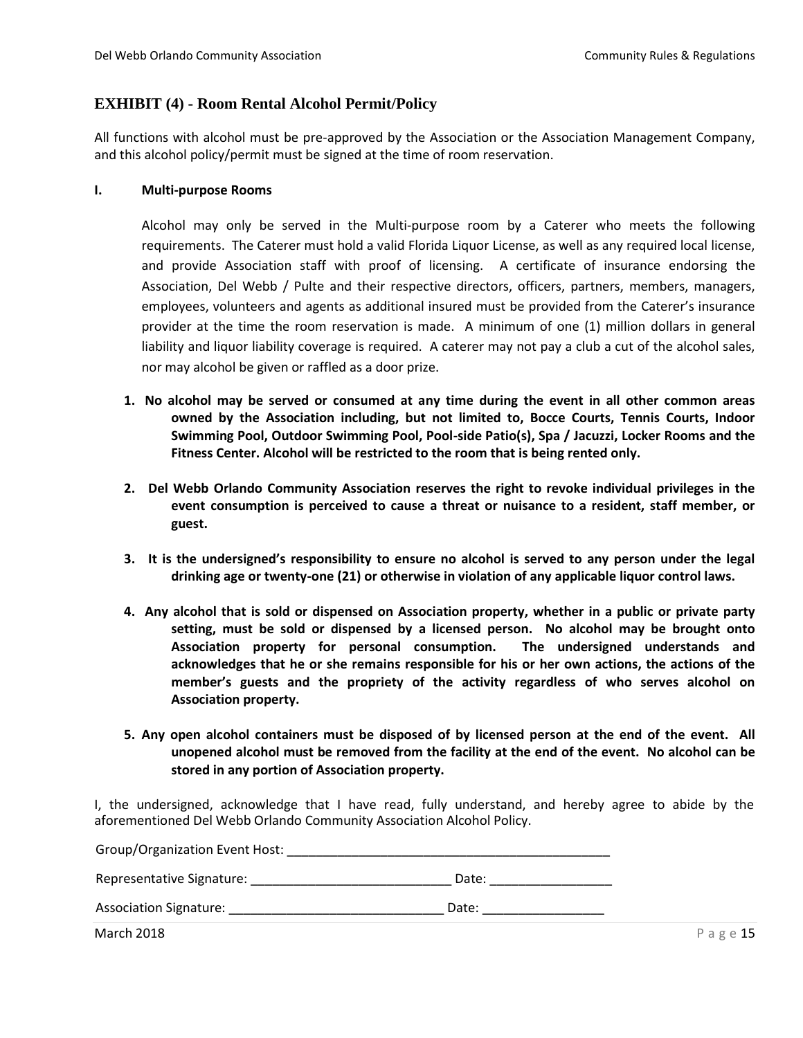## EXHIBIT (4) - Room Rental Alcohol Permit/Policy

All functions with alcohol must be pre-approved by the Association or the Association Management Company, and this alcohol policy/permit must be signed at the time of room reservation.

### I. Multi-purpose Rooms

Alcohol may only be served in the Multi-purpose room by a Caterer who meets the following requirements. The Caterer must hold a valid Florida Liquor License, as well as any required local license, and provide Association staff with proof of licensing. A certificate of insurance endorsing the Association, Del Webb / Pulte and their respective directors, officers, partners, members, managers, employees, volunteers and agents as additional insured must be provided from the Caterer's insurance provider at the time the room reservation is made. A minimum of one (1) million dollars in general liability and liquor liability coverage is required. A caterer may not pay a club a cut of the alcohol sales, nor may alcohol be given or raffled as a door prize.

1. **No alcohol may be served or consumed at any time during the event in all other common areas owned by the Association including, but not limited to, Bocce Courts, Tennis Courts, Indoor Swimming Pool, Outdoor Swimming Pool, Pool-side Patio(s), Spa / Jacuzzi, Locker Rooms and the Fitness Center. Alcohol will be restricted to the room that is being rented only.**

2. **Del Webb Orlando Community Association reserves the right to revoke individual privileges in the event consumption is perceived to cause a threat or nuisance to a resident, staff member, or guest.**

3. **It is the undersigned's responsibility to ensure no alcohol is served to any person under the legal drinking age or twenty-one (21) or otherwise in violation of any applicable liquor control laws.**

4. **Any alcohol that is sold or dispensed on Association property, whether in a public or private party setting, must be sold or dispensed by a licensed person. No alcohol may be brought onto Association property for personal consumption. The undersigned understands and acknowledges that he or she remains responsible for his or her own actions, the actions of the member's guests and the propriety of the activity regardless of who serves alcohol on Association property.**

5. **Any open alcohol containers must be disposed of by licensed person at the end of the event. All unopened alcohol must be removed from the facility at the end of the event. No alcohol can be stored in any portion of Association property.**

I, the undersigned, acknowledge that I have read, fully understand, and hereby agree to abide by the aforementioned Del Webb Orlando Community Association Alcohol Policy.

Group/Organization Event Host: _______________________________________________

Representative Signature: ____________________________ Date: _________________

Association Signature: ______________________________ Date: _________________

March 2018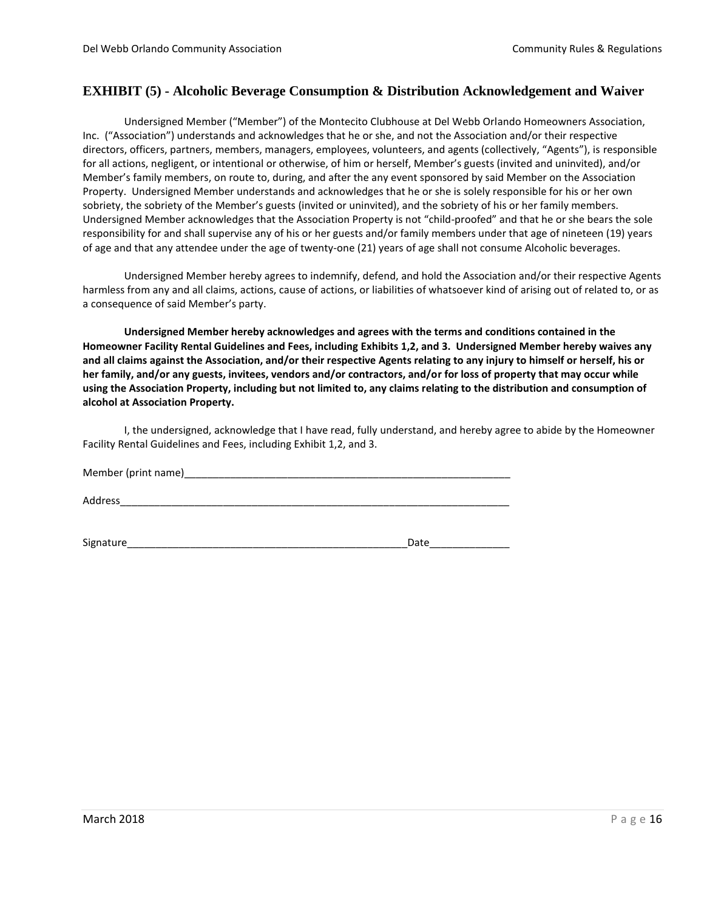## EXHIBIT (5) - Alcoholic Beverage Consumption & Distribution Acknowledgement and Waiver

Undersigned Member ("Member") of the Montecito Clubhouse at Del Webb Orlando Homeowners Association, Inc. ("Association") understands and acknowledges that he or she, and not the Association and/or their respective directors, officers, partners, members, managers, employees, volunteers, and agents (collectively, "Agents"), is responsible for all actions, negligent, or intentional or otherwise, of him or herself, Member's guests (invited and uninvited), and/or Member's family members, on route to, during, and after the any event sponsored by said Member on the Association Property. Undersigned Member understands and acknowledges that he or she is solely responsible for his or her own sobriety, the sobriety of the Member's guests (invited or uninvited), and the sobriety of his or her family members. Undersigned Member acknowledges that the Association Property is not "child-proofed" and that he or she bears the sole responsibility for and shall supervise any of his or her guests and/or family members under that age of nineteen (19) years of age and that any attendee under the age of twenty-one (21) years of age shall not consume Alcoholic beverages.

Undersigned Member hereby agrees to indemnify, defend, and hold the Association and/or their respective Agents harmless from any and all claims, actions, cause of actions, or liabilities of whatsoever kind of arising out of related to, or as a consequence of said Member's party.

**Undersigned Member hereby acknowledges and agrees with the terms and conditions contained in the Homeowner Facility Rental Guidelines and Fees, including Exhibits 1,2, and 3. Undersigned Member hereby waives any and all claims against the Association, and/or their respective Agents relating to any injury to himself or herself, his or her family, and/or any guests, invitees, vendors and/or contractors, and/or for loss of property that may occur while using the Association Property, including but not limited to, any claims relating to the distribution and consumption of alcohol at Association Property.**

I, the undersigned, acknowledge that I have read, fully understand, and hereby agree to abide by the Homeowner Facility Rental Guidelines and Fees, including Exhibit 1,2, and 3.

Member (print name)_____________________________________________________________

Address__________________________________________________________________________

Signature____________________________________________________Date______________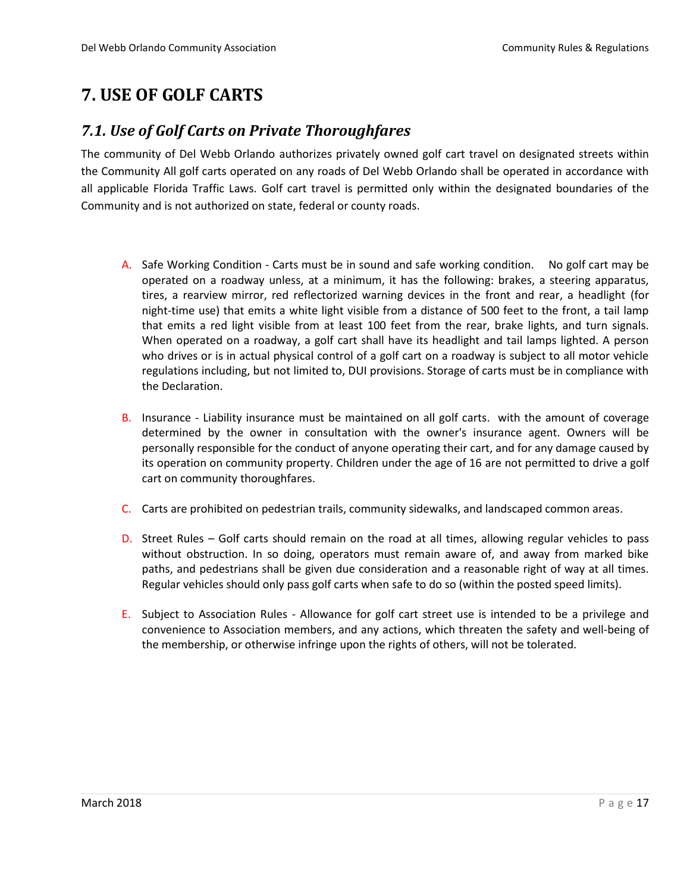# 7. USE OF GOLF CARTS

## *7.1. Use of Golf Carts on Private Thoroughfares*

The community of Del Webb Orlando authorizes privately owned golf cart travel on designated streets within the Community All golf carts operated on any roads of Del Webb Orlando shall be operated in accordance with all applicable Florida Traffic Laws. Golf cart travel is permitted only within the designated boundaries of the Community and is not authorized on state, federal or county roads.

A. Safe Working Condition - Carts must be in sound and safe working condition. No golf cart may be operated on a roadway unless, at a minimum, it has the following: brakes, a steering apparatus, tires, a rearview mirror, red reflectorized warning devices in the front and rear, a headlight (for night-time use) that emits a white light visible from a distance of 500 feet to the front, a tail lamp that emits a red light visible from at least 100 feet from the rear, brake lights, and turn signals. When operated on a roadway, a golf cart shall have its headlight and tail lamps lighted. A person who drives or is in actual physical control of a golf cart on a roadway is subject to all motor vehicle regulations including, but not limited to, DUI provisions. Storage of carts must be in compliance with the Declaration.

B. Insurance - Liability insurance must be maintained on all golf carts. with the amount of coverage determined by the owner in consultation with the owner's insurance agent. Owners will be personally responsible for the conduct of anyone operating their cart, and for any damage caused by its operation on community property. Children under the age of 16 are not permitted to drive a golf cart on community thoroughfares.

C. Carts are prohibited on pedestrian trails, community sidewalks, and landscaped common areas.

D. Street Rules – Golf carts should remain on the road at all times, allowing regular vehicles to pass without obstruction. In so doing, operators must remain aware of, and away from marked bike paths, and pedestrians shall be given due consideration and a reasonable right of way at all times. Regular vehicles should only pass golf carts when safe to do so (within the posted speed limits).

E. Subject to Association Rules - Allowance for golf cart street use is intended to be a privilege and convenience to Association members, and any actions, which threaten the safety and well-being of the membership, or otherwise infringe upon the rights of others, will not be tolerated.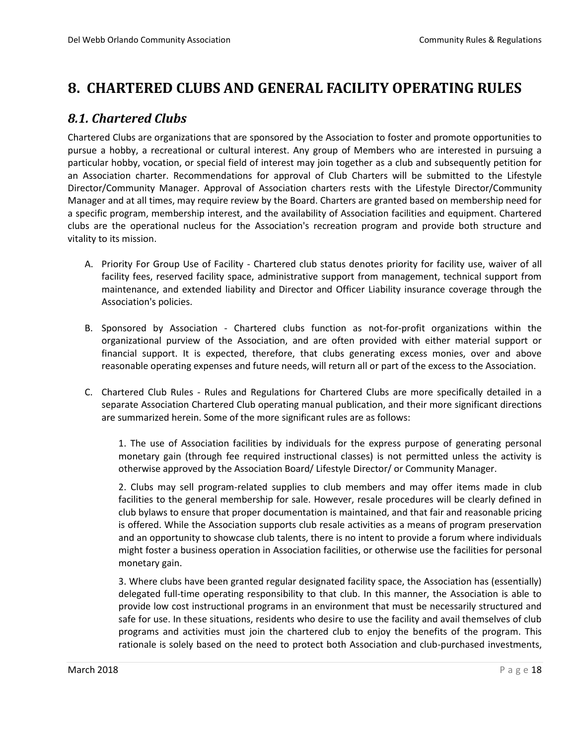# 8. CHARTERED CLUBS AND GENERAL FACILITY OPERATING RULES

## *8.1. Chartered Clubs*

Chartered Clubs are organizations that are sponsored by the Association to foster and promote opportunities to pursue a hobby, a recreational or cultural interest. Any group of Members who are interested in pursuing a particular hobby, vocation, or special field of interest may join together as a club and subsequently petition for an Association charter. Recommendations for approval of Club Charters will be submitted to the Lifestyle Director/Community Manager. Approval of Association charters rests with the Lifestyle Director/Community Manager and at all times, may require review by the Board. Charters are granted based on membership need for a specific program, membership interest, and the availability of Association facilities and equipment. Chartered clubs are the operational nucleus for the Association's recreation program and provide both structure and vitality to its mission.

A. Priority For Group Use of Facility - Chartered club status denotes priority for facility use, waiver of all facility fees, reserved facility space, administrative support from management, technical support from maintenance, and extended liability and Director and Officer Liability insurance coverage through the Association's policies.

B. Sponsored by Association - Chartered clubs function as not-for-profit organizations within the organizational purview of the Association, and are often provided with either material support or financial support. It is expected, therefore, that clubs generating excess monies, over and above reasonable operating expenses and future needs, will return all or part of the excess to the Association.

C. Chartered Club Rules - Rules and Regulations for Chartered Clubs are more specifically detailed in a separate Association Chartered Club operating manual publication, and their more significant directions are summarized herein. Some of the more significant rules are as follows:

   1. The use of Association facilities by individuals for the express purpose of generating personal monetary gain (through fee required instructional classes) is not permitted unless the activity is otherwise approved by the Association Board/ Lifestyle Director/ or Community Manager.

   2. Clubs may sell program-related supplies to club members and may offer items made in club facilities to the general membership for sale. However, resale procedures will be clearly defined in club bylaws to ensure that proper documentation is maintained, and that fair and reasonable pricing is offered. While the Association supports club resale activities as a means of program preservation and an opportunity to showcase club talents, there is no intent to provide a forum where individuals might foster a business operation in Association facilities, or otherwise use the facilities for personal monetary gain.

   3. Where clubs have been granted regular designated facility space, the Association has (essentially) delegated full-time operating responsibility to that club. In this manner, the Association is able to provide low cost instructional programs in an environment that must be necessarily structured and safe for use. In these situations, residents who desire to use the facility and avail themselves of club programs and activities must join the chartered club to enjoy the benefits of the program. This rationale is solely based on the need to protect both Association and club-purchased investments,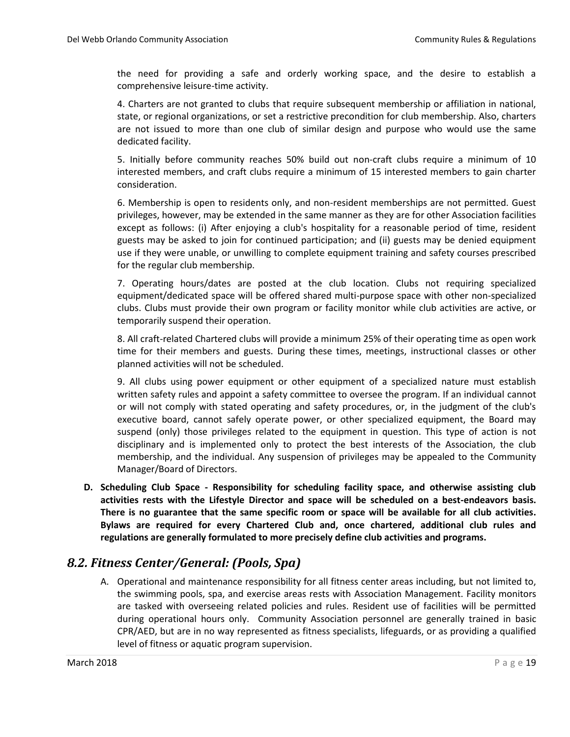the need for providing a safe and orderly working space, and the desire to establish a comprehensive leisure-time activity.

4. Charters are not granted to clubs that require subsequent membership or affiliation in national, state, or regional organizations, or set a restrictive precondition for club membership. Also, charters are not issued to more than one club of similar design and purpose who would use the same dedicated facility.

5. Initially before community reaches 50% build out non-craft clubs require a minimum of 10 interested members, and craft clubs require a minimum of 15 interested members to gain charter consideration.

6. Membership is open to residents only, and non-resident memberships are not permitted. Guest privileges, however, may be extended in the same manner as they are for other Association facilities except as follows: (i) After enjoying a club's hospitality for a reasonable period of time, resident guests may be asked to join for continued participation; and (ii) guests may be denied equipment use if they were unable, or unwilling to complete equipment training and safety courses prescribed for the regular club membership.

7. Operating hours/dates are posted at the club location. Clubs not requiring specialized equipment/dedicated space will be offered shared multi-purpose space with other non-specialized clubs. Clubs must provide their own program or facility monitor while club activities are active, or temporarily suspend their operation.

8. All craft-related Chartered clubs will provide a minimum 25% of their operating time as open work time for their members and guests. During these times, meetings, instructional classes or other planned activities will not be scheduled.

9. All clubs using power equipment or other equipment of a specialized nature must establish written safety rules and appoint a safety committee to oversee the program. If an individual cannot or will not comply with stated operating and safety procedures, or, in the judgment of the club's executive board, cannot safely operate power, or other specialized equipment, the Board may suspend (only) those privileges related to the equipment in question. This type of action is not disciplinary and is implemented only to protect the best interests of the Association, the club membership, and the individual. Any suspension of privileges may be appealed to the Community Manager/Board of Directors.

**D. Scheduling Club Space - Responsibility for scheduling facility space, and otherwise assisting club activities rests with the Lifestyle Director and space will be scheduled on a best-endeavors basis. There is no guarantee that the same specific room or space will be available for all club activities. Bylaws are required for every Chartered Club and, once chartered, additional club rules and regulations are generally formulated to more precisely define club activities and programs.**

## *8.2. Fitness Center/General: (Pools, Spa)*

A. Operational and maintenance responsibility for all fitness center areas including, but not limited to, the swimming pools, spa, and exercise areas rests with Association Management. Facility monitors are tasked with overseeing related policies and rules. Resident use of facilities will be permitted during operational hours only. Community Association personnel are generally trained in basic CPR/AED, but are in no way represented as fitness specialists, lifeguards, or as providing a qualified level of fitness or aquatic program supervision.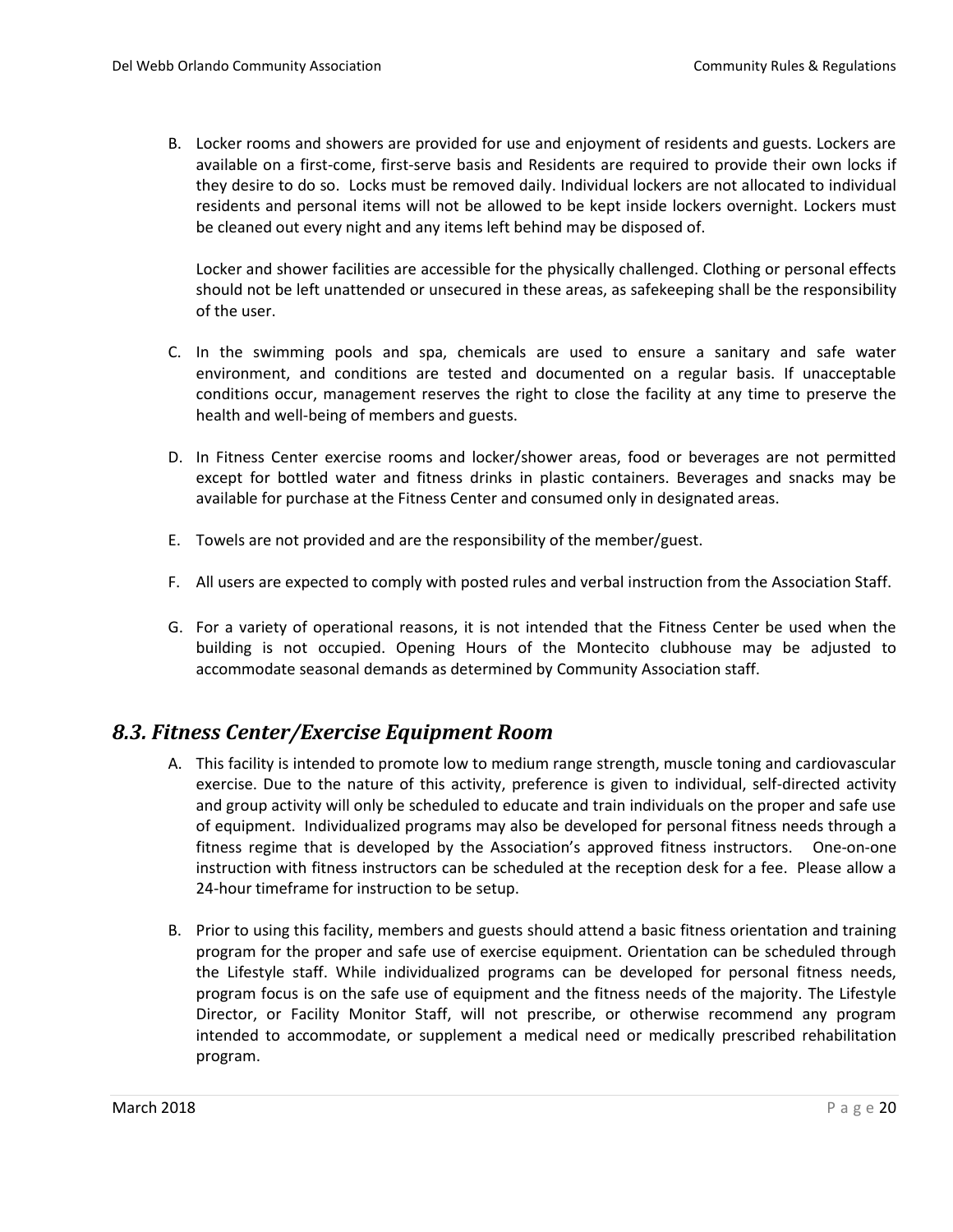B. Locker rooms and showers are provided for use and enjoyment of residents and guests. Lockers are available on a first-come, first-serve basis and Residents are required to provide their own locks if they desire to do so. Locks must be removed daily. Individual lockers are not allocated to individual residents and personal items will not be allowed to be kept inside lockers overnight. Lockers must be cleaned out every night and any items left behind may be disposed of.

   Locker and shower facilities are accessible for the physically challenged. Clothing or personal effects should not be left unattended or unsecured in these areas, as safekeeping shall be the responsibility of the user.

C. In the swimming pools and spa, chemicals are used to ensure a sanitary and safe water environment, and conditions are tested and documented on a regular basis. If unacceptable conditions occur, management reserves the right to close the facility at any time to preserve the health and well-being of members and guests.

D. In Fitness Center exercise rooms and locker/shower areas, food or beverages are not permitted except for bottled water and fitness drinks in plastic containers. Beverages and snacks may be available for purchase at the Fitness Center and consumed only in designated areas.

E. Towels are not provided and are the responsibility of the member/guest.

F. All users are expected to comply with posted rules and verbal instruction from the Association Staff.

G. For a variety of operational reasons, it is not intended that the Fitness Center be used when the building is not occupied. Opening Hours of the Montecito clubhouse may be adjusted to accommodate seasonal demands as determined by Community Association staff.

## *8.3. Fitness Center/Exercise Equipment Room*

A. This facility is intended to promote low to medium range strength, muscle toning and cardiovascular exercise. Due to the nature of this activity, preference is given to individual, self-directed activity and group activity will only be scheduled to educate and train individuals on the proper and safe use of equipment. Individualized programs may also be developed for personal fitness needs through a fitness regime that is developed by the Association's approved fitness instructors. One-on-one instruction with fitness instructors can be scheduled at the reception desk for a fee. Please allow a 24-hour timeframe for instruction to be setup.

B. Prior to using this facility, members and guests should attend a basic fitness orientation and training program for the proper and safe use of exercise equipment. Orientation can be scheduled through the Lifestyle staff. While individualized programs can be developed for personal fitness needs, program focus is on the safe use of equipment and the fitness needs of the majority. The Lifestyle Director, or Facility Monitor Staff, will not prescribe, or otherwise recommend any program intended to accommodate, or supplement a medical need or medically prescribed rehabilitation program.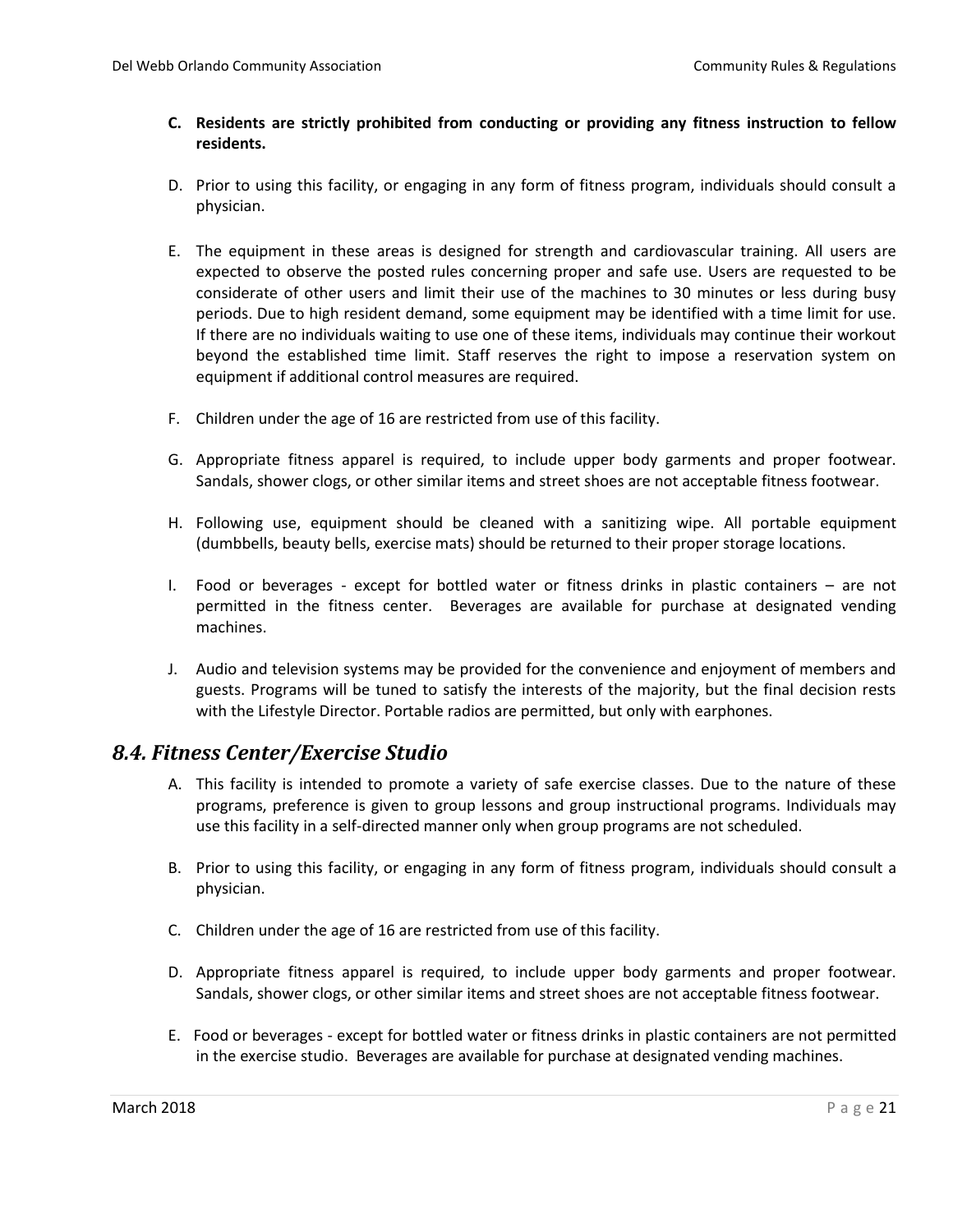C. **Residents are strictly prohibited from conducting or providing any fitness instruction to fellow residents.**

D. Prior to using this facility, or engaging in any form of fitness program, individuals should consult a physician.

E. The equipment in these areas is designed for strength and cardiovascular training. All users are expected to observe the posted rules concerning proper and safe use. Users are requested to be considerate of other users and limit their use of the machines to 30 minutes or less during busy periods. Due to high resident demand, some equipment may be identified with a time limit for use. If there are no individuals waiting to use one of these items, individuals may continue their workout beyond the established time limit. Staff reserves the right to impose a reservation system on equipment if additional control measures are required.

F. Children under the age of 16 are restricted from use of this facility.

G. Appropriate fitness apparel is required, to include upper body garments and proper footwear. Sandals, shower clogs, or other similar items and street shoes are not acceptable fitness footwear.

H. Following use, equipment should be cleaned with a sanitizing wipe. All portable equipment (dumbbells, beauty bells, exercise mats) should be returned to their proper storage locations.

I. Food or beverages - except for bottled water or fitness drinks in plastic containers – are not permitted in the fitness center. Beverages are available for purchase at designated vending machines.

J. Audio and television systems may be provided for the convenience and enjoyment of members and guests. Programs will be tuned to satisfy the interests of the majority, but the final decision rests with the Lifestyle Director. Portable radios are permitted, but only with earphones.

## *8.4. Fitness Center/Exercise Studio*

A. This facility is intended to promote a variety of safe exercise classes. Due to the nature of these programs, preference is given to group lessons and group instructional programs. Individuals may use this facility in a self-directed manner only when group programs are not scheduled.

B. Prior to using this facility, or engaging in any form of fitness program, individuals should consult a physician.

C. Children under the age of 16 are restricted from use of this facility.

D. Appropriate fitness apparel is required, to include upper body garments and proper footwear. Sandals, shower clogs, or other similar items and street shoes are not acceptable fitness footwear.

E. Food or beverages - except for bottled water or fitness drinks in plastic containers are not permitted in the exercise studio. Beverages are available for purchase at designated vending machines.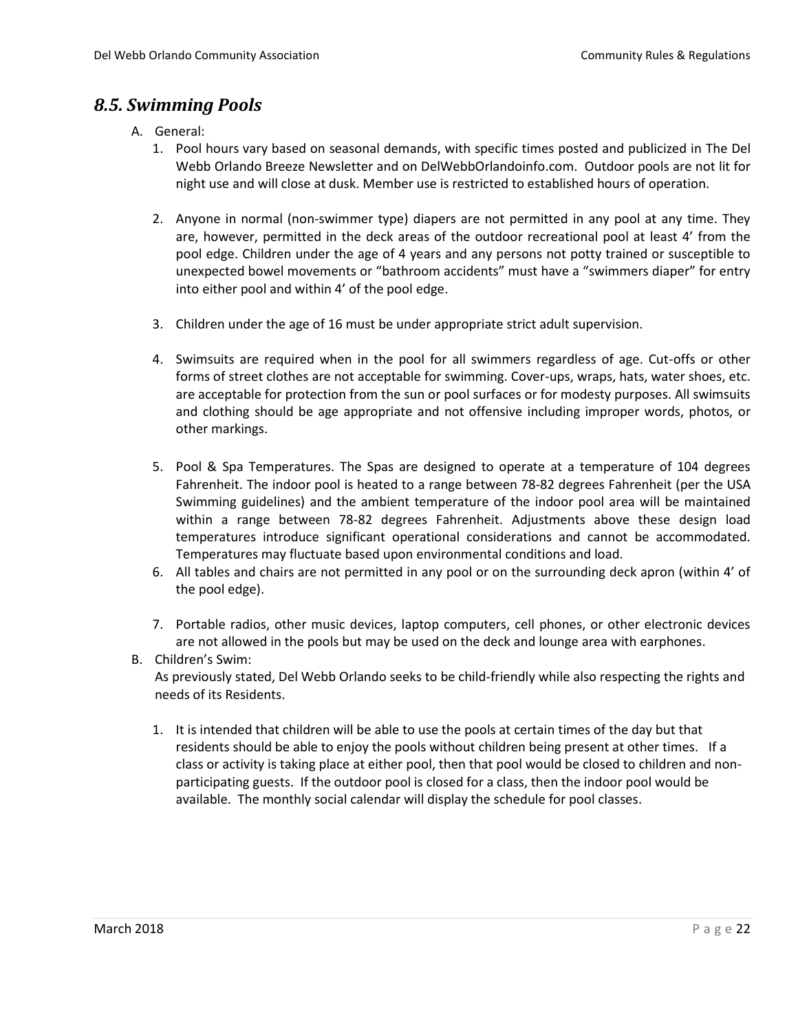## *8.5. Swimming Pools*

A. General:

1. Pool hours vary based on seasonal demands, with specific times posted and publicized in The Del Webb Orlando Breeze Newsletter and on DelWebbOrlandoinfo.com. Outdoor pools are not lit for night use and will close at dusk. Member use is restricted to established hours of operation.

2. Anyone in normal (non-swimmer type) diapers are not permitted in any pool at any time. They are, however, permitted in the deck areas of the outdoor recreational pool at least 4' from the pool edge. Children under the age of 4 years and any persons not potty trained or susceptible to unexpected bowel movements or "bathroom accidents" must have a "swimmers diaper" for entry into either pool and within 4' of the pool edge.

3. Children under the age of 16 must be under appropriate strict adult supervision.

4. Swimsuits are required when in the pool for all swimmers regardless of age. Cut-offs or other forms of street clothes are not acceptable for swimming. Cover-ups, wraps, hats, water shoes, etc. are acceptable for protection from the sun or pool surfaces or for modesty purposes. All swimsuits and clothing should be age appropriate and not offensive including improper words, photos, or other markings.

5. Pool & Spa Temperatures. The Spas are designed to operate at a temperature of 104 degrees Fahrenheit. The indoor pool is heated to a range between 78-82 degrees Fahrenheit (per the USA Swimming guidelines) and the ambient temperature of the indoor pool area will be maintained within a range between 78-82 degrees Fahrenheit. Adjustments above these design load temperatures introduce significant operational considerations and cannot be accommodated. Temperatures may fluctuate based upon environmental conditions and load.

6. All tables and chairs are not permitted in any pool or on the surrounding deck apron (within 4' of the pool edge).

7. Portable radios, other music devices, laptop computers, cell phones, or other electronic devices are not allowed in the pools but may be used on the deck and lounge area with earphones.

B. Children's Swim:

As previously stated, Del Webb Orlando seeks to be child-friendly while also respecting the rights and needs of its Residents.

1. It is intended that children will be able to use the pools at certain times of the day but that residents should be able to enjoy the pools without children being present at other times. If a class or activity is taking place at either pool, then that pool would be closed to children and non-participating guests. If the outdoor pool is closed for a class, then the indoor pool would be available. The monthly social calendar will display the schedule for pool classes.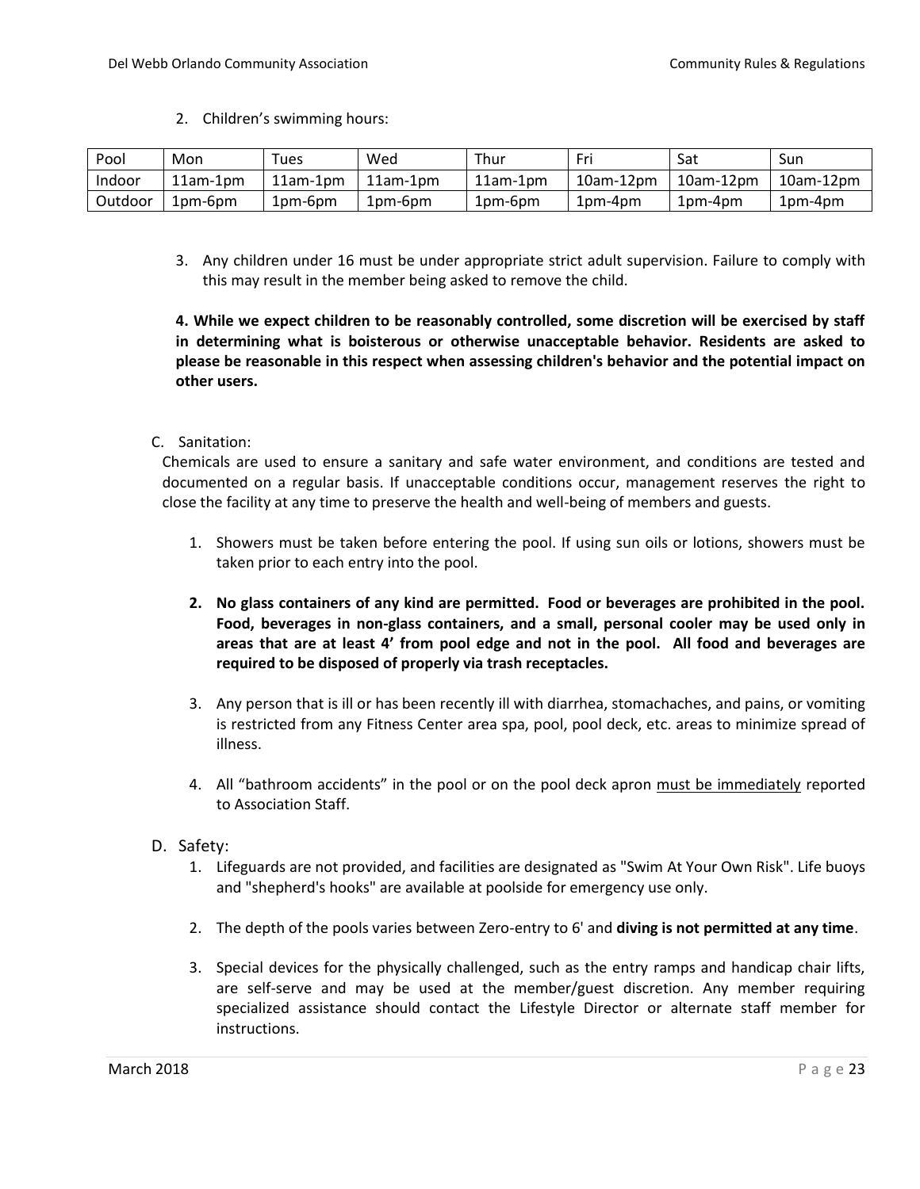2. Children's swimming hours:

| Pool | Mon | Tues | Wed | Thur | Fri | Sat | Sun |
|---|---|---|---|---|---|---|---|
| Indoor | 11am-1pm | 11am-1pm | 11am-1pm | 11am-1pm | 10am-12pm | 10am-12pm | 10am-12pm |
| Outdoor | 1pm-6pm | 1pm-6pm | 1pm-6pm | 1pm-6pm | 1pm-4pm | 1pm-4pm | 1pm-4pm |

3. Any children under 16 must be under appropriate strict adult supervision. Failure to comply with this may result in the member being asked to remove the child.

**4. While we expect children to be reasonably controlled, some discretion will be exercised by staff in determining what is boisterous or otherwise unacceptable behavior. Residents are asked to please be reasonable in this respect when assessing children's behavior and the potential impact on other users.**

C. Sanitation:

Chemicals are used to ensure a sanitary and safe water environment, and conditions are tested and documented on a regular basis. If unacceptable conditions occur, management reserves the right to close the facility at any time to preserve the health and well-being of members and guests.

1. Showers must be taken before entering the pool. If using sun oils or lotions, showers must be taken prior to each entry into the pool.

2. **No glass containers of any kind are permitted. Food or beverages are prohibited in the pool. Food, beverages in non-glass containers, and a small, personal cooler may be used only in areas that are at least 4' from pool edge and not in the pool. All food and beverages are required to be disposed of properly via trash receptacles.**

3. Any person that is ill or has been recently ill with diarrhea, stomachaches, and pains, or vomiting is restricted from any Fitness Center area spa, pool, pool deck, etc. areas to minimize spread of illness.

4. All "bathroom accidents" in the pool or on the pool deck apron must be immediately reported to Association Staff.

D. Safety:

1. Lifeguards are not provided, and facilities are designated as "Swim At Your Own Risk". Life buoys and "shepherd's hooks" are available at poolside for emergency use only.

2. The depth of the pools varies between Zero-entry to 6' and **diving is not permitted at any time**.

3. Special devices for the physically challenged, such as the entry ramps and handicap chair lifts, are self-serve and may be used at the member/guest discretion. Any member requiring specialized assistance should contact the Lifestyle Director or alternate staff member for instructions.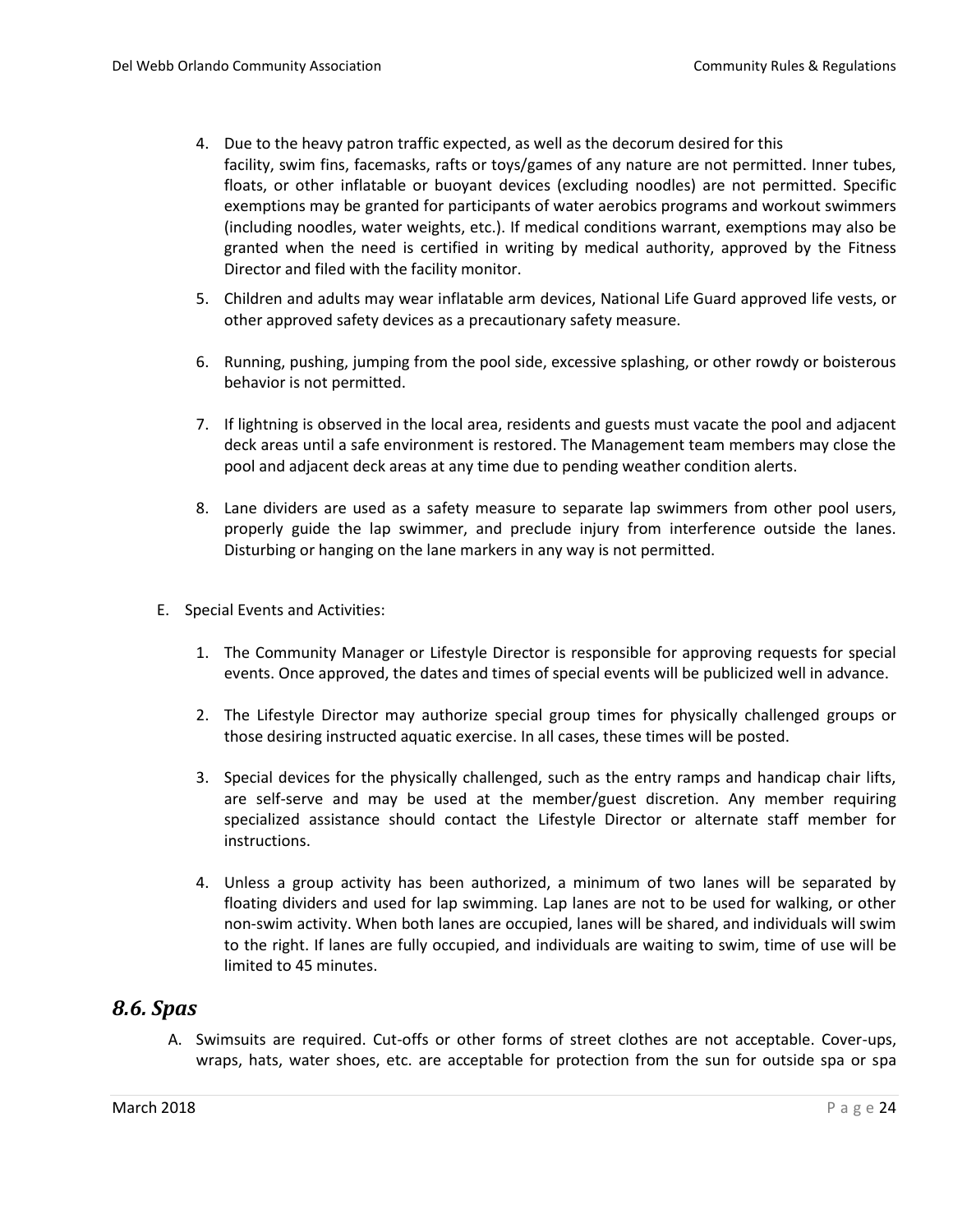4. Due to the heavy patron traffic expected, as well as the decorum desired for this facility, swim fins, facemasks, rafts or toys/games of any nature are not permitted. Inner tubes, floats, or other inflatable or buoyant devices (excluding noodles) are not permitted. Specific exemptions may be granted for participants of water aerobics programs and workout swimmers (including noodles, water weights, etc.). If medical conditions warrant, exemptions may also be granted when the need is certified in writing by medical authority, approved by the Fitness Director and filed with the facility monitor.

5. Children and adults may wear inflatable arm devices, National Life Guard approved life vests, or other approved safety devices as a precautionary safety measure.

6. Running, pushing, jumping from the pool side, excessive splashing, or other rowdy or boisterous behavior is not permitted.

7. If lightning is observed in the local area, residents and guests must vacate the pool and adjacent deck areas until a safe environment is restored. The Management team members may close the pool and adjacent deck areas at any time due to pending weather condition alerts.

8. Lane dividers are used as a safety measure to separate lap swimmers from other pool users, properly guide the lap swimmer, and preclude injury from interference outside the lanes. Disturbing or hanging on the lane markers in any way is not permitted.

E. Special Events and Activities:

1. The Community Manager or Lifestyle Director is responsible for approving requests for special events. Once approved, the dates and times of special events will be publicized well in advance.

2. The Lifestyle Director may authorize special group times for physically challenged groups or those desiring instructed aquatic exercise. In all cases, these times will be posted.

3. Special devices for the physically challenged, such as the entry ramps and handicap chair lifts, are self-serve and may be used at the member/guest discretion. Any member requiring specialized assistance should contact the Lifestyle Director or alternate staff member for instructions.

4. Unless a group activity has been authorized, a minimum of two lanes will be separated by floating dividers and used for lap swimming. Lap lanes are not to be used for walking, or other non-swim activity. When both lanes are occupied, lanes will be shared, and individuals will swim to the right. If lanes are fully occupied, and individuals are waiting to swim, time of use will be limited to 45 minutes.

## *8.6. Spas*

A. Swimsuits are required. Cut-offs or other forms of street clothes are not acceptable. Cover-ups, wraps, hats, water shoes, etc. are acceptable for protection from the sun for outside spa or spa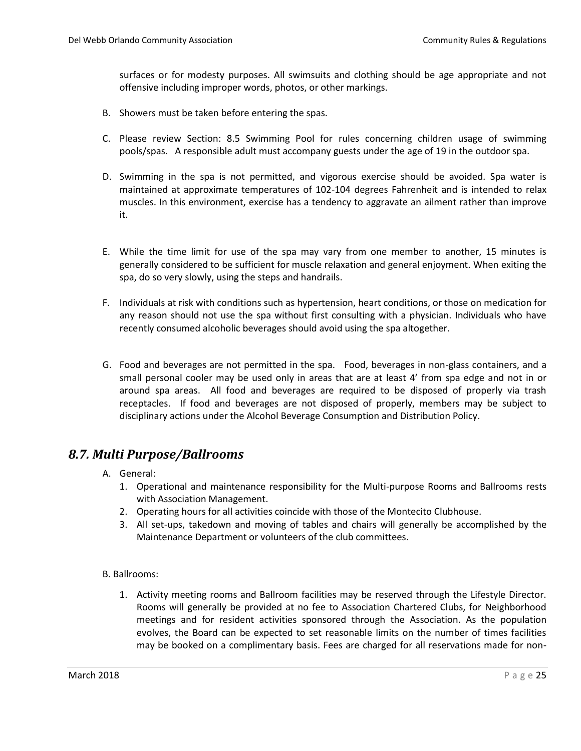surfaces or for modesty purposes. All swimsuits and clothing should be age appropriate and not offensive including improper words, photos, or other markings.

B. Showers must be taken before entering the spas.

C. Please review Section: 8.5 Swimming Pool for rules concerning children usage of swimming pools/spas. A responsible adult must accompany guests under the age of 19 in the outdoor spa.

D. Swimming in the spa is not permitted, and vigorous exercise should be avoided. Spa water is maintained at approximate temperatures of 102-104 degrees Fahrenheit and is intended to relax muscles. In this environment, exercise has a tendency to aggravate an ailment rather than improve it.

E. While the time limit for use of the spa may vary from one member to another, 15 minutes is generally considered to be sufficient for muscle relaxation and general enjoyment. When exiting the spa, do so very slowly, using the steps and handrails.

F. Individuals at risk with conditions such as hypertension, heart conditions, or those on medication for any reason should not use the spa without first consulting with a physician. Individuals who have recently consumed alcoholic beverages should avoid using the spa altogether.

G. Food and beverages are not permitted in the spa. Food, beverages in non-glass containers, and a small personal cooler may be used only in areas that are at least 4' from spa edge and not in or around spa areas. All food and beverages are required to be disposed of properly via trash receptacles. If food and beverages are not disposed of properly, members may be subject to disciplinary actions under the Alcohol Beverage Consumption and Distribution Policy.

## *8.7. Multi Purpose/Ballrooms*

A. General:

1. Operational and maintenance responsibility for the Multi-purpose Rooms and Ballrooms rests with Association Management.
2. Operating hours for all activities coincide with those of the Montecito Clubhouse.
3. All set-ups, takedown and moving of tables and chairs will generally be accomplished by the Maintenance Department or volunteers of the club committees.

B. Ballrooms:

1. Activity meeting rooms and Ballroom facilities may be reserved through the Lifestyle Director. Rooms will generally be provided at no fee to Association Chartered Clubs, for Neighborhood meetings and for resident activities sponsored through the Association. As the population evolves, the Board can be expected to set reasonable limits on the number of times facilities may be booked on a complimentary basis. Fees are charged for all reservations made for non-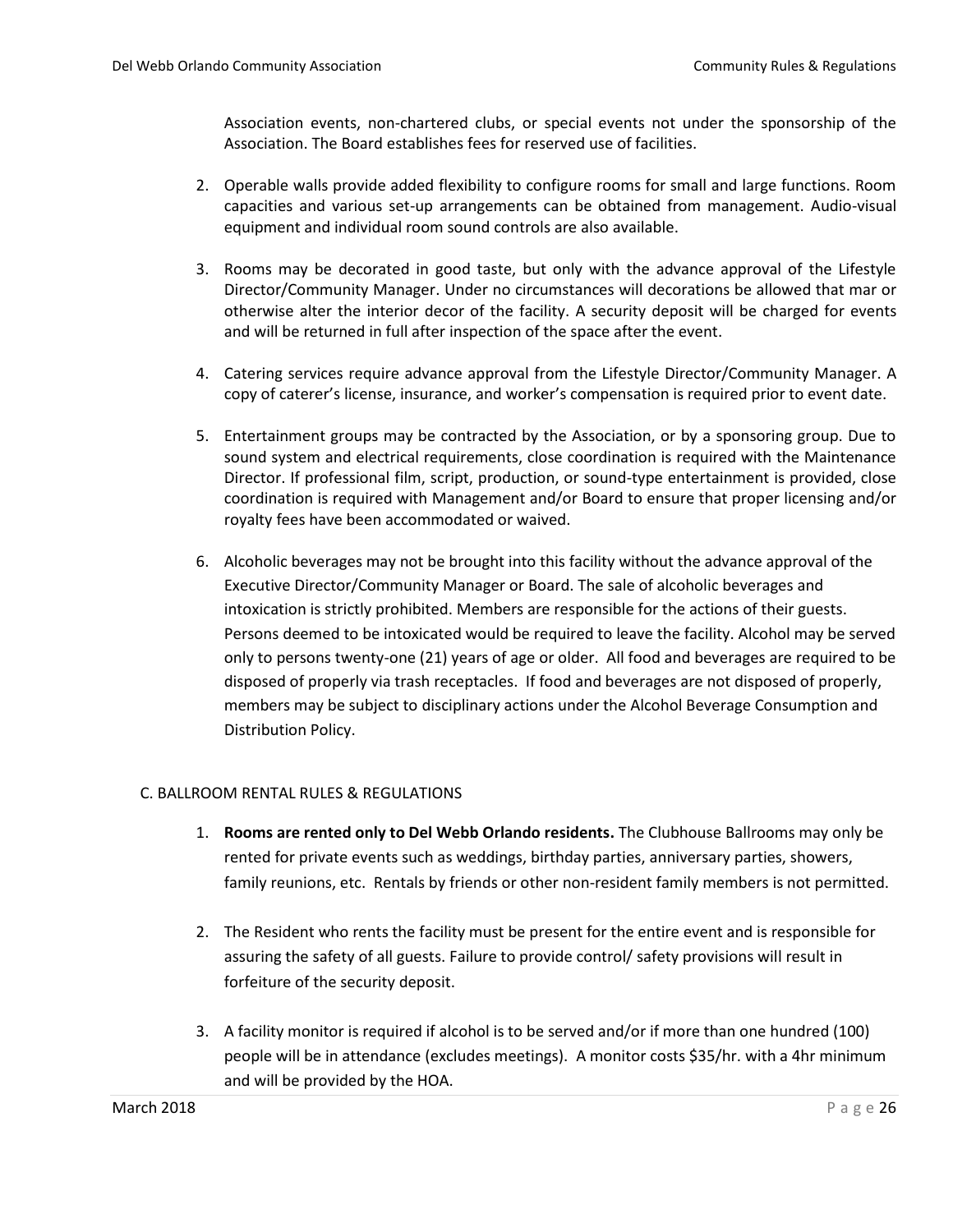Association events, non-chartered clubs, or special events not under the sponsorship of the Association. The Board establishes fees for reserved use of facilities.

2. Operable walls provide added flexibility to configure rooms for small and large functions. Room capacities and various set-up arrangements can be obtained from management. Audio-visual equipment and individual room sound controls are also available.

3. Rooms may be decorated in good taste, but only with the advance approval of the Lifestyle Director/Community Manager. Under no circumstances will decorations be allowed that mar or otherwise alter the interior decor of the facility. A security deposit will be charged for events and will be returned in full after inspection of the space after the event.

4. Catering services require advance approval from the Lifestyle Director/Community Manager. A copy of caterer's license, insurance, and worker's compensation is required prior to event date.

5. Entertainment groups may be contracted by the Association, or by a sponsoring group. Due to sound system and electrical requirements, close coordination is required with the Maintenance Director. If professional film, script, production, or sound-type entertainment is provided, close coordination is required with Management and/or Board to ensure that proper licensing and/or royalty fees have been accommodated or waived.

6. Alcoholic beverages may not be brought into this facility without the advance approval of the Executive Director/Community Manager or Board. The sale of alcoholic beverages and intoxication is strictly prohibited. Members are responsible for the actions of their guests. Persons deemed to be intoxicated would be required to leave the facility. Alcohol may be served only to persons twenty-one (21) years of age or older. All food and beverages are required to be disposed of properly via trash receptacles. If food and beverages are not disposed of properly, members may be subject to disciplinary actions under the Alcohol Beverage Consumption and Distribution Policy.

## C. BALLROOM RENTAL RULES & REGULATIONS

1. **Rooms are rented only to Del Webb Orlando residents.** The Clubhouse Ballrooms may only be rented for private events such as weddings, birthday parties, anniversary parties, showers, family reunions, etc. Rentals by friends or other non-resident family members is not permitted.

2. The Resident who rents the facility must be present for the entire event and is responsible for assuring the safety of all guests. Failure to provide control/ safety provisions will result in forfeiture of the security deposit.

3. A facility monitor is required if alcohol is to be served and/or if more than one hundred (100) people will be in attendance (excludes meetings). A monitor costs $35/hr. with a 4hr minimum and will be provided by the HOA.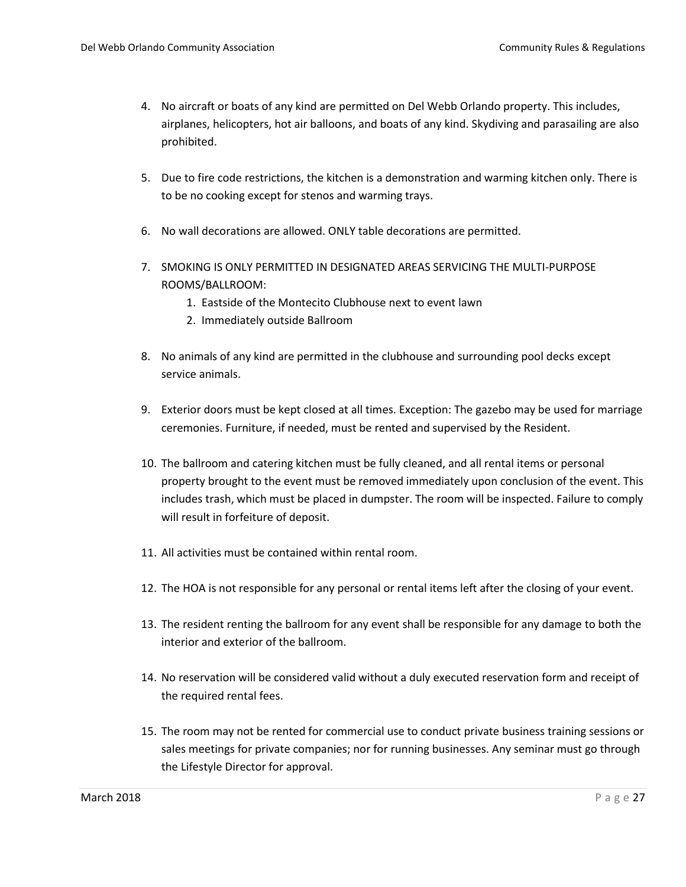4. No aircraft or boats of any kind are permitted on Del Webb Orlando property. This includes, airplanes, helicopters, hot air balloons, and boats of any kind. Skydiving and parasailing are also prohibited.

5. Due to fire code restrictions, the kitchen is a demonstration and warming kitchen only. There is to be no cooking except for stenos and warming trays.

6. No wall decorations are allowed. ONLY table decorations are permitted.

7. SMOKING IS ONLY PERMITTED IN DESIGNATED AREAS SERVICING THE MULTI-PURPOSE ROOMS/BALLROOM:
    1. Eastside of the Montecito Clubhouse next to event lawn
    2. Immediately outside Ballroom

8. No animals of any kind are permitted in the clubhouse and surrounding pool decks except service animals.

9. Exterior doors must be kept closed at all times. Exception: The gazebo may be used for marriage ceremonies. Furniture, if needed, must be rented and supervised by the Resident.

10. The ballroom and catering kitchen must be fully cleaned, and all rental items or personal property brought to the event must be removed immediately upon conclusion of the event. This includes trash, which must be placed in dumpster. The room will be inspected. Failure to comply will result in forfeiture of deposit.

11. All activities must be contained within rental room.

12. The HOA is not responsible for any personal or rental items left after the closing of your event.

13. The resident renting the ballroom for any event shall be responsible for any damage to both the interior and exterior of the ballroom.

14. No reservation will be considered valid without a duly executed reservation form and receipt of the required rental fees.

15. The room may not be rented for commercial use to conduct private business training sessions or sales meetings for private companies; nor for running businesses. Any seminar must go through the Lifestyle Director for approval.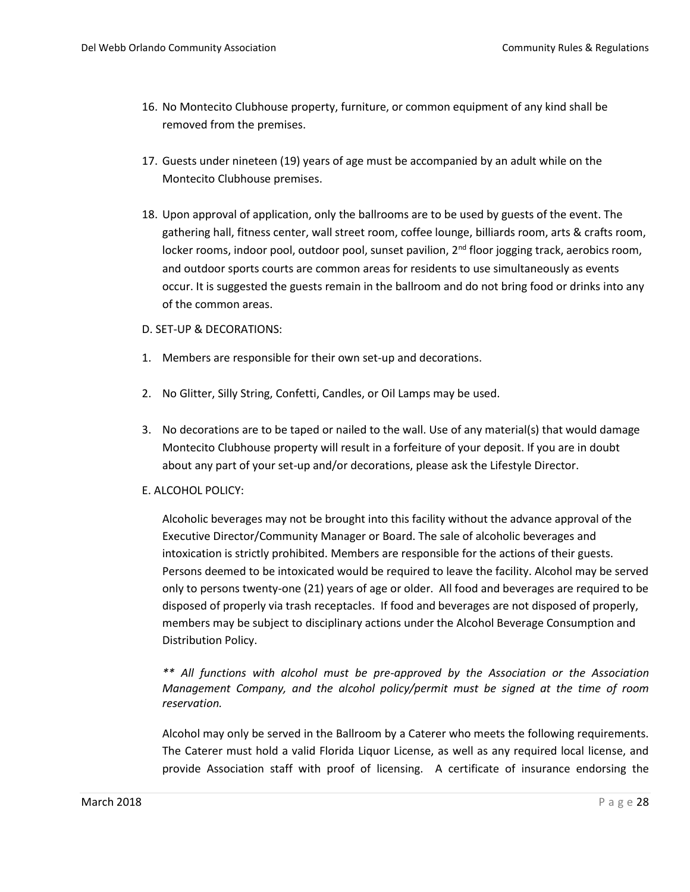16. No Montecito Clubhouse property, furniture, or common equipment of any kind shall be removed from the premises.

17. Guests under nineteen (19) years of age must be accompanied by an adult while on the Montecito Clubhouse premises.

18. Upon approval of application, only the ballrooms are to be used by guests of the event. The gathering hall, fitness center, wall street room, coffee lounge, billiards room, arts & crafts room, locker rooms, indoor pool, outdoor pool, sunset pavilion, 2nd floor jogging track, aerobics room, and outdoor sports courts are common areas for residents to use simultaneously as events occur. It is suggested the guests remain in the ballroom and do not bring food or drinks into any of the common areas.

D. SET-UP & DECORATIONS:

1. Members are responsible for their own set-up and decorations.

2. No Glitter, Silly String, Confetti, Candles, or Oil Lamps may be used.

3. No decorations are to be taped or nailed to the wall. Use of any material(s) that would damage Montecito Clubhouse property will result in a forfeiture of your deposit. If you are in doubt about any part of your set-up and/or decorations, please ask the Lifestyle Director.

E. ALCOHOL POLICY:

Alcoholic beverages may not be brought into this facility without the advance approval of the Executive Director/Community Manager or Board. The sale of alcoholic beverages and intoxication is strictly prohibited. Members are responsible for the actions of their guests. Persons deemed to be intoxicated would be required to leave the facility. Alcohol may be served only to persons twenty-one (21) years of age or older. All food and beverages are required to be disposed of properly via trash receptacles. If food and beverages are not disposed of properly, members may be subject to disciplinary actions under the Alcohol Beverage Consumption and Distribution Policy.

*** All functions with alcohol must be pre-approved by the Association or the Association Management Company, and the alcohol policy/permit must be signed at the time of room reservation.*

Alcohol may only be served in the Ballroom by a Caterer who meets the following requirements. The Caterer must hold a valid Florida Liquor License, as well as any required local license, and provide Association staff with proof of licensing. A certificate of insurance endorsing the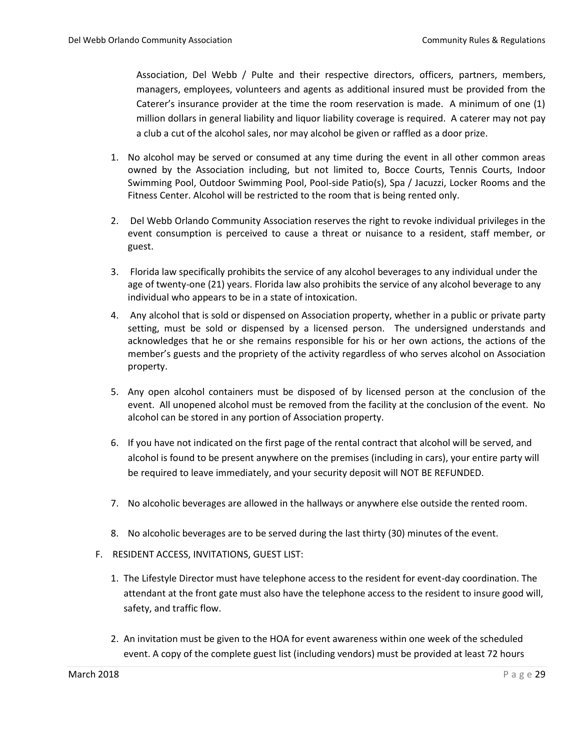Association, Del Webb / Pulte and their respective directors, officers, partners, members, managers, employees, volunteers and agents as additional insured must be provided from the Caterer's insurance provider at the time the room reservation is made. A minimum of one (1) million dollars in general liability and liquor liability coverage is required. A caterer may not pay a club a cut of the alcohol sales, nor may alcohol be given or raffled as a door prize.

1. No alcohol may be served or consumed at any time during the event in all other common areas owned by the Association including, but not limited to, Bocce Courts, Tennis Courts, Indoor Swimming Pool, Outdoor Swimming Pool, Pool-side Patio(s), Spa / Jacuzzi, Locker Rooms and the Fitness Center. Alcohol will be restricted to the room that is being rented only.

2. Del Webb Orlando Community Association reserves the right to revoke individual privileges in the event consumption is perceived to cause a threat or nuisance to a resident, staff member, or guest.

3. Florida law specifically prohibits the service of any alcohol beverages to any individual under the age of twenty-one (21) years. Florida law also prohibits the service of any alcohol beverage to any individual who appears to be in a state of intoxication.

4. Any alcohol that is sold or dispensed on Association property, whether in a public or private party setting, must be sold or dispensed by a licensed person. The undersigned understands and acknowledges that he or she remains responsible for his or her own actions, the actions of the member's guests and the propriety of the activity regardless of who serves alcohol on Association property.

5. Any open alcohol containers must be disposed of by licensed person at the conclusion of the event. All unopened alcohol must be removed from the facility at the conclusion of the event. No alcohol can be stored in any portion of Association property.

6. If you have not indicated on the first page of the rental contract that alcohol will be served, and alcohol is found to be present anywhere on the premises (including in cars), your entire party will be required to leave immediately, and your security deposit will NOT BE REFUNDED.

7. No alcoholic beverages are allowed in the hallways or anywhere else outside the rented room.

8. No alcoholic beverages are to be served during the last thirty (30) minutes of the event.

F. RESIDENT ACCESS, INVITATIONS, GUEST LIST:

1. The Lifestyle Director must have telephone access to the resident for event-day coordination. The attendant at the front gate must also have the telephone access to the resident to insure good will, safety, and traffic flow.

2. An invitation must be given to the HOA for event awareness within one week of the scheduled event. A copy of the complete guest list (including vendors) must be provided at least 72 hours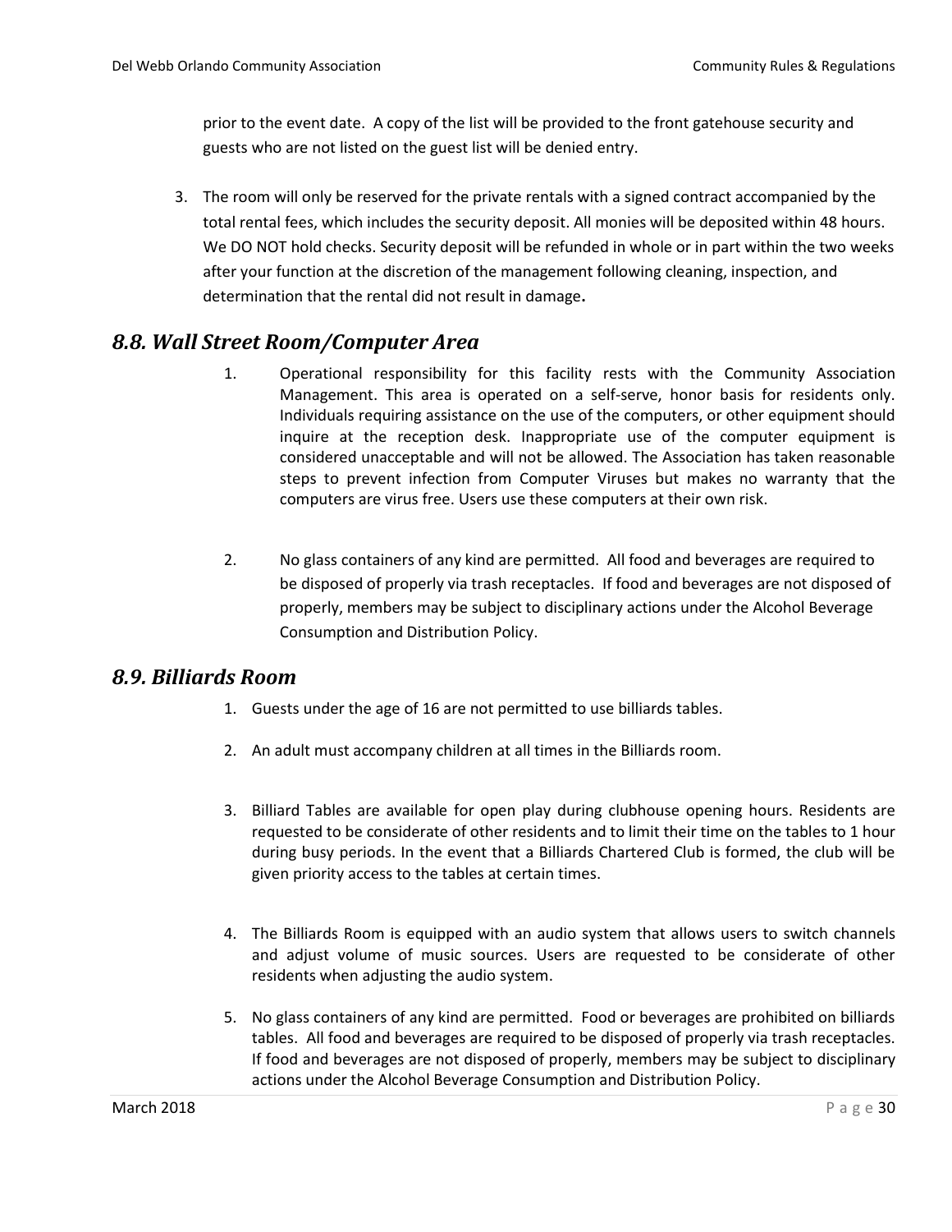prior to the event date. A copy of the list will be provided to the front gatehouse security and guests who are not listed on the guest list will be denied entry.

3. The room will only be reserved for the private rentals with a signed contract accompanied by the total rental fees, which includes the security deposit. All monies will be deposited within 48 hours. We DO NOT hold checks. Security deposit will be refunded in whole or in part within the two weeks after your function at the discretion of the management following cleaning, inspection, and determination that the rental did not result in damage**.**

## *8.8. Wall Street Room/Computer Area*

1. Operational responsibility for this facility rests with the Community Association Management. This area is operated on a self-serve, honor basis for residents only. Individuals requiring assistance on the use of the computers, or other equipment should inquire at the reception desk. Inappropriate use of the computer equipment is considered unacceptable and will not be allowed. The Association has taken reasonable steps to prevent infection from Computer Viruses but makes no warranty that the computers are virus free. Users use these computers at their own risk.

2. No glass containers of any kind are permitted. All food and beverages are required to be disposed of properly via trash receptacles. If food and beverages are not disposed of properly, members may be subject to disciplinary actions under the Alcohol Beverage Consumption and Distribution Policy.

## *8.9. Billiards Room*

1. Guests under the age of 16 are not permitted to use billiards tables.

2. An adult must accompany children at all times in the Billiards room.

3. Billiard Tables are available for open play during clubhouse opening hours. Residents are requested to be considerate of other residents and to limit their time on the tables to 1 hour during busy periods. In the event that a Billiards Chartered Club is formed, the club will be given priority access to the tables at certain times.

4. The Billiards Room is equipped with an audio system that allows users to switch channels and adjust volume of music sources. Users are requested to be considerate of other residents when adjusting the audio system.

5. No glass containers of any kind are permitted. Food or beverages are prohibited on billiards tables. All food and beverages are required to be disposed of properly via trash receptacles. If food and beverages are not disposed of properly, members may be subject to disciplinary actions under the Alcohol Beverage Consumption and Distribution Policy.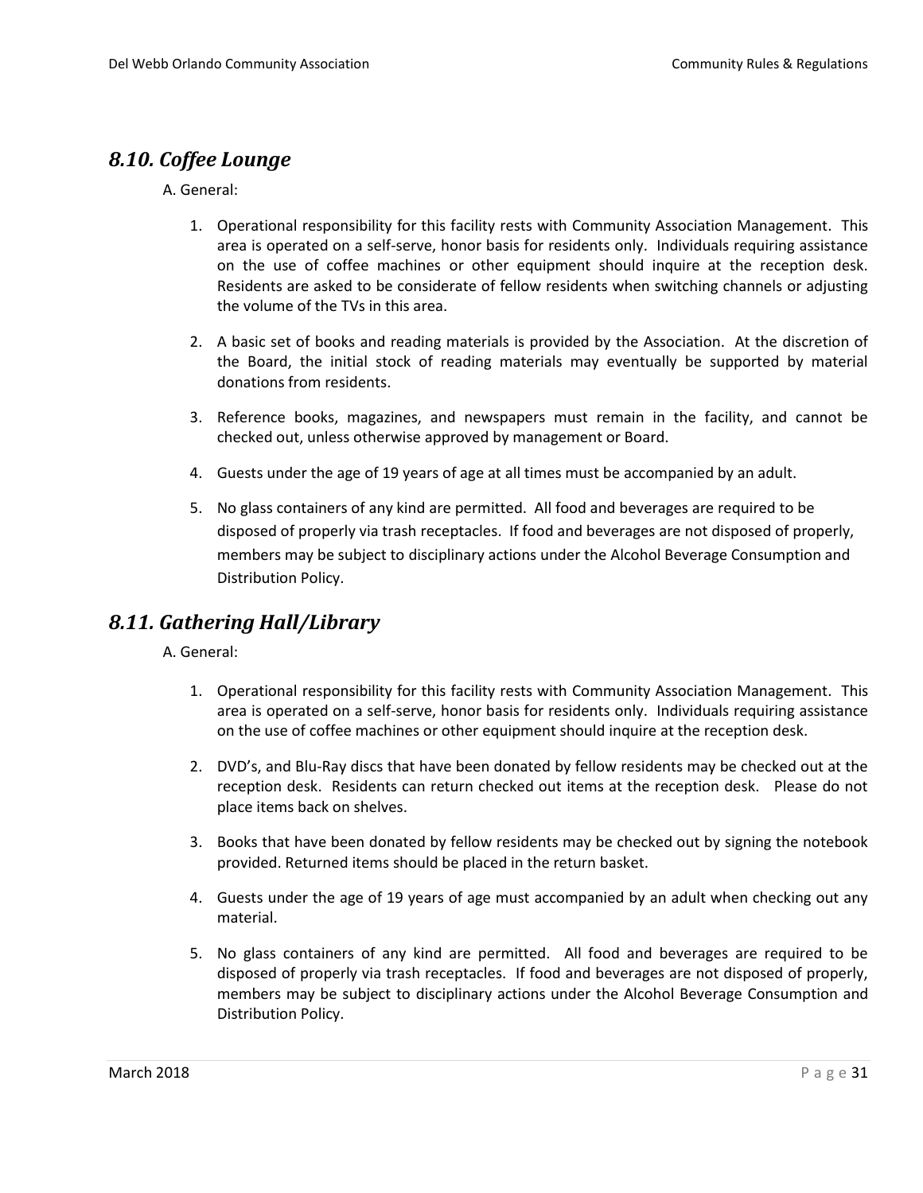## *8.10. Coffee Lounge*

A. General:

1. Operational responsibility for this facility rests with Community Association Management. This area is operated on a self-serve, honor basis for residents only. Individuals requiring assistance on the use of coffee machines or other equipment should inquire at the reception desk. Residents are asked to be considerate of fellow residents when switching channels or adjusting the volume of the TVs in this area.

2. A basic set of books and reading materials is provided by the Association. At the discretion of the Board, the initial stock of reading materials may eventually be supported by material donations from residents.

3. Reference books, magazines, and newspapers must remain in the facility, and cannot be checked out, unless otherwise approved by management or Board.

4. Guests under the age of 19 years of age at all times must be accompanied by an adult.

5. No glass containers of any kind are permitted. All food and beverages are required to be disposed of properly via trash receptacles. If food and beverages are not disposed of properly, members may be subject to disciplinary actions under the Alcohol Beverage Consumption and Distribution Policy.

## *8.11. Gathering Hall/Library*

A. General:

1. Operational responsibility for this facility rests with Community Association Management. This area is operated on a self-serve, honor basis for residents only. Individuals requiring assistance on the use of coffee machines or other equipment should inquire at the reception desk.

2. DVD's, and Blu-Ray discs that have been donated by fellow residents may be checked out at the reception desk. Residents can return checked out items at the reception desk. Please do not place items back on shelves.

3. Books that have been donated by fellow residents may be checked out by signing the notebook provided. Returned items should be placed in the return basket.

4. Guests under the age of 19 years of age must accompanied by an adult when checking out any material.

5. No glass containers of any kind are permitted. All food and beverages are required to be disposed of properly via trash receptacles. If food and beverages are not disposed of properly, members may be subject to disciplinary actions under the Alcohol Beverage Consumption and Distribution Policy.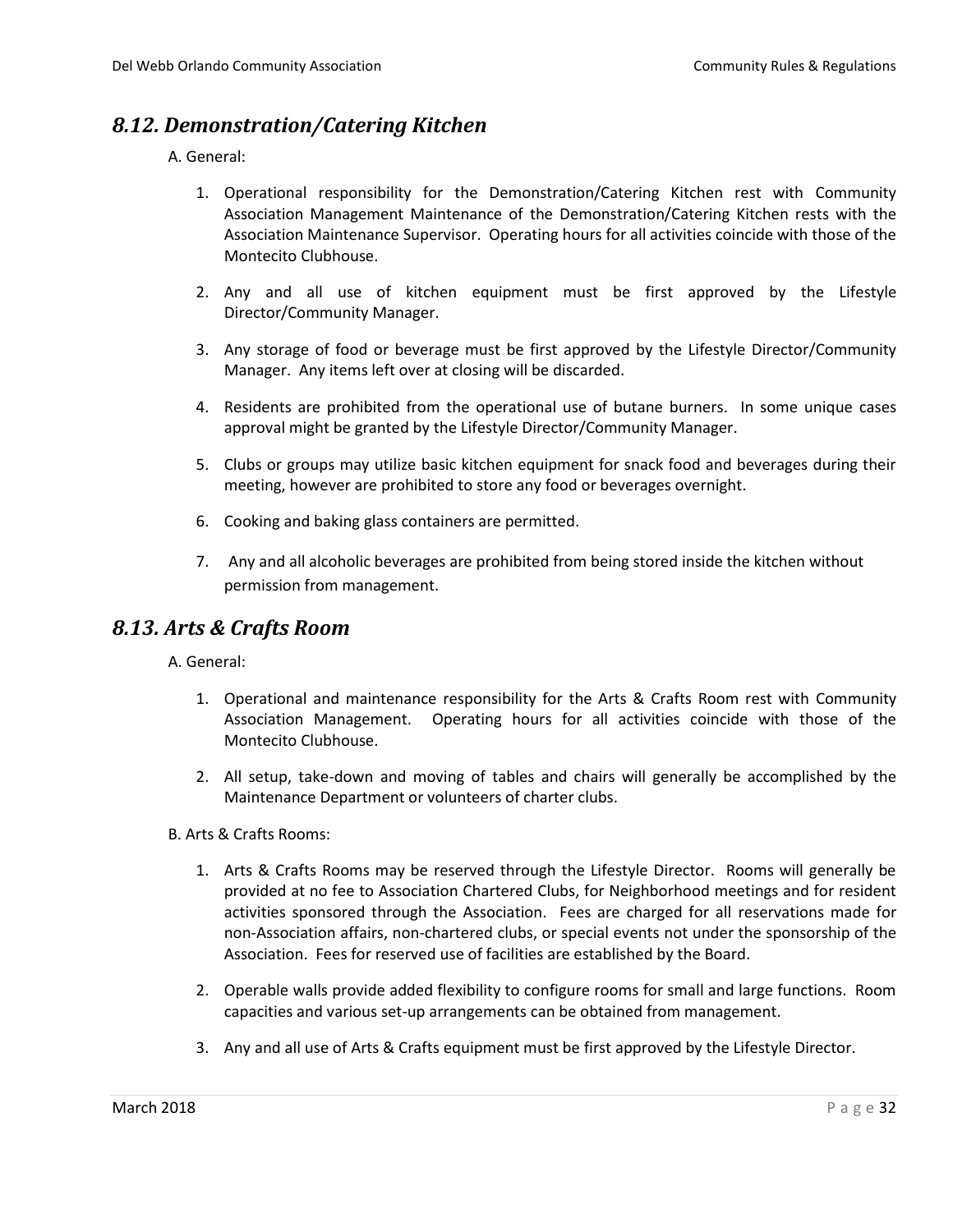## *8.12. Demonstration/Catering Kitchen*

A. General:

1. Operational responsibility for the Demonstration/Catering Kitchen rest with Community Association Management Maintenance of the Demonstration/Catering Kitchen rests with the Association Maintenance Supervisor. Operating hours for all activities coincide with those of the Montecito Clubhouse.

2. Any and all use of kitchen equipment must be first approved by the Lifestyle Director/Community Manager.

3. Any storage of food or beverage must be first approved by the Lifestyle Director/Community Manager. Any items left over at closing will be discarded.

4. Residents are prohibited from the operational use of butane burners. In some unique cases approval might be granted by the Lifestyle Director/Community Manager.

5. Clubs or groups may utilize basic kitchen equipment for snack food and beverages during their meeting, however are prohibited to store any food or beverages overnight.

6. Cooking and baking glass containers are permitted.

7. Any and all alcoholic beverages are prohibited from being stored inside the kitchen without permission from management.

## *8.13. Arts & Crafts Room*

A. General:

1. Operational and maintenance responsibility for the Arts & Crafts Room rest with Community Association Management. Operating hours for all activities coincide with those of the Montecito Clubhouse.

2. All setup, take-down and moving of tables and chairs will generally be accomplished by the Maintenance Department or volunteers of charter clubs.

B. Arts & Crafts Rooms:

1. Arts & Crafts Rooms may be reserved through the Lifestyle Director. Rooms will generally be provided at no fee to Association Chartered Clubs, for Neighborhood meetings and for resident activities sponsored through the Association. Fees are charged for all reservations made for non-Association affairs, non-chartered clubs, or special events not under the sponsorship of the Association. Fees for reserved use of facilities are established by the Board.

2. Operable walls provide added flexibility to configure rooms for small and large functions. Room capacities and various set-up arrangements can be obtained from management.

3. Any and all use of Arts & Crafts equipment must be first approved by the Lifestyle Director.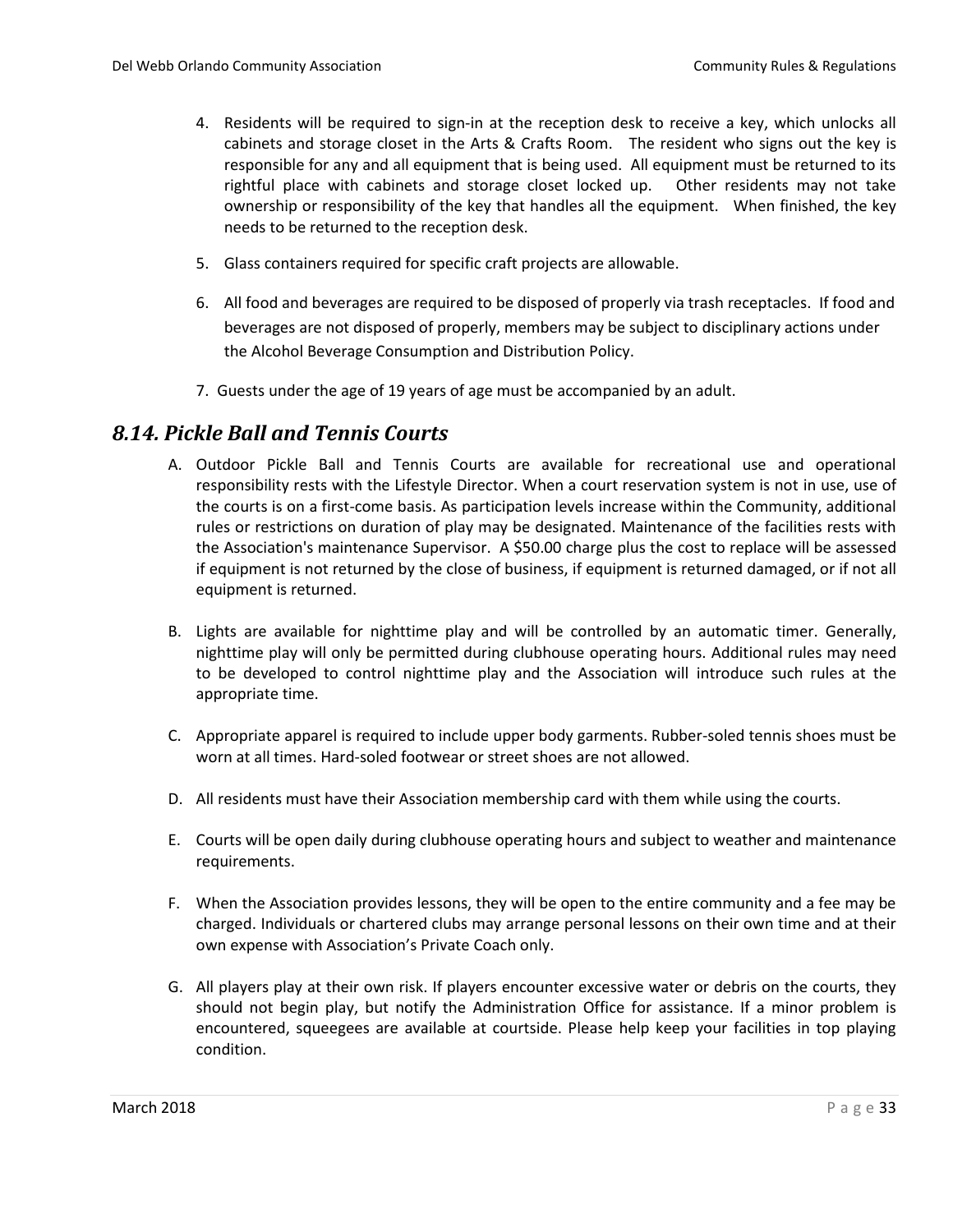4. Residents will be required to sign-in at the reception desk to receive a key, which unlocks all cabinets and storage closet in the Arts & Crafts Room. The resident who signs out the key is responsible for any and all equipment that is being used. All equipment must be returned to its rightful place with cabinets and storage closet locked up. Other residents may not take ownership or responsibility of the key that handles all the equipment. When finished, the key needs to be returned to the reception desk.

5. Glass containers required for specific craft projects are allowable.

6. All food and beverages are required to be disposed of properly via trash receptacles. If food and beverages are not disposed of properly, members may be subject to disciplinary actions under the Alcohol Beverage Consumption and Distribution Policy.

7. Guests under the age of 19 years of age must be accompanied by an adult.

## *8.14. Pickle Ball and Tennis Courts*

A. Outdoor Pickle Ball and Tennis Courts are available for recreational use and operational responsibility rests with the Lifestyle Director. When a court reservation system is not in use, use of the courts is on a first-come basis. As participation levels increase within the Community, additional rules or restrictions on duration of play may be designated. Maintenance of the facilities rests with the Association's maintenance Supervisor. A $50.00 charge plus the cost to replace will be assessed if equipment is not returned by the close of business, if equipment is returned damaged, or if not all equipment is returned.

B. Lights are available for nighttime play and will be controlled by an automatic timer. Generally, nighttime play will only be permitted during clubhouse operating hours. Additional rules may need to be developed to control nighttime play and the Association will introduce such rules at the appropriate time.

C. Appropriate apparel is required to include upper body garments. Rubber-soled tennis shoes must be worn at all times. Hard-soled footwear or street shoes are not allowed.

D. All residents must have their Association membership card with them while using the courts.

E. Courts will be open daily during clubhouse operating hours and subject to weather and maintenance requirements.

F. When the Association provides lessons, they will be open to the entire community and a fee may be charged. Individuals or chartered clubs may arrange personal lessons on their own time and at their own expense with Association's Private Coach only.

G. All players play at their own risk. If players encounter excessive water or debris on the courts, they should not begin play, but notify the Administration Office for assistance. If a minor problem is encountered, squeegees are available at courtside. Please help keep your facilities in top playing condition.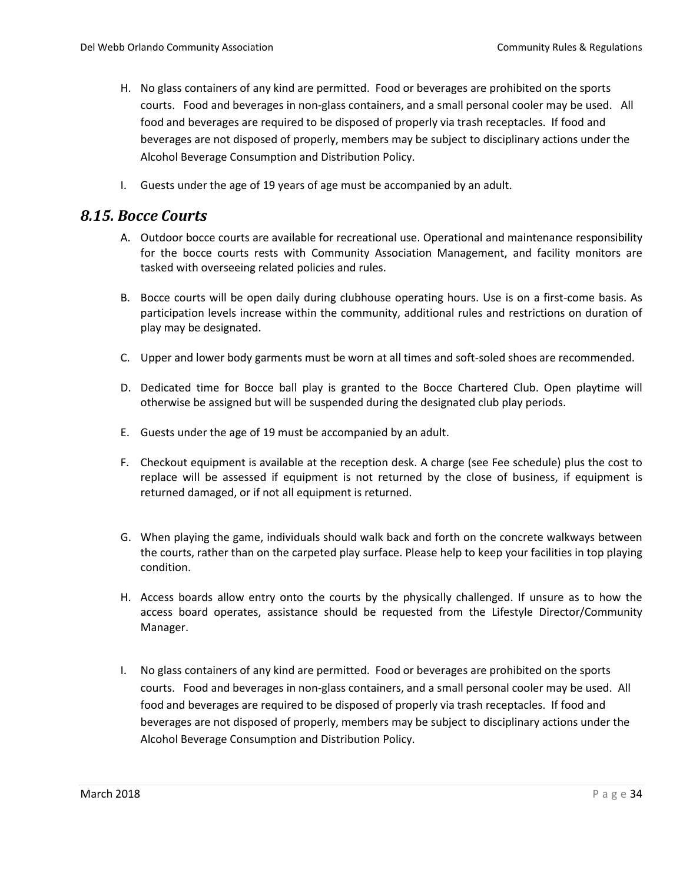H. No glass containers of any kind are permitted. Food or beverages are prohibited on the sports courts. Food and beverages in non-glass containers, and a small personal cooler may be used. All food and beverages are required to be disposed of properly via trash receptacles. If food and beverages are not disposed of properly, members may be subject to disciplinary actions under the Alcohol Beverage Consumption and Distribution Policy.

I. Guests under the age of 19 years of age must be accompanied by an adult.

## *8.15. Bocce Courts*

A. Outdoor bocce courts are available for recreational use. Operational and maintenance responsibility for the bocce courts rests with Community Association Management, and facility monitors are tasked with overseeing related policies and rules.

B. Bocce courts will be open daily during clubhouse operating hours. Use is on a first-come basis. As participation levels increase within the community, additional rules and restrictions on duration of play may be designated.

C. Upper and lower body garments must be worn at all times and soft-soled shoes are recommended.

D. Dedicated time for Bocce ball play is granted to the Bocce Chartered Club. Open playtime will otherwise be assigned but will be suspended during the designated club play periods.

E. Guests under the age of 19 must be accompanied by an adult.

F. Checkout equipment is available at the reception desk. A charge (see Fee schedule) plus the cost to replace will be assessed if equipment is not returned by the close of business, if equipment is returned damaged, or if not all equipment is returned.

G. When playing the game, individuals should walk back and forth on the concrete walkways between the courts, rather than on the carpeted play surface. Please help to keep your facilities in top playing condition.

H. Access boards allow entry onto the courts by the physically challenged. If unsure as to how the access board operates, assistance should be requested from the Lifestyle Director/Community Manager.

I. No glass containers of any kind are permitted. Food or beverages are prohibited on the sports courts. Food and beverages in non-glass containers, and a small personal cooler may be used. All food and beverages are required to be disposed of properly via trash receptacles. If food and beverages are not disposed of properly, members may be subject to disciplinary actions under the Alcohol Beverage Consumption and Distribution Policy.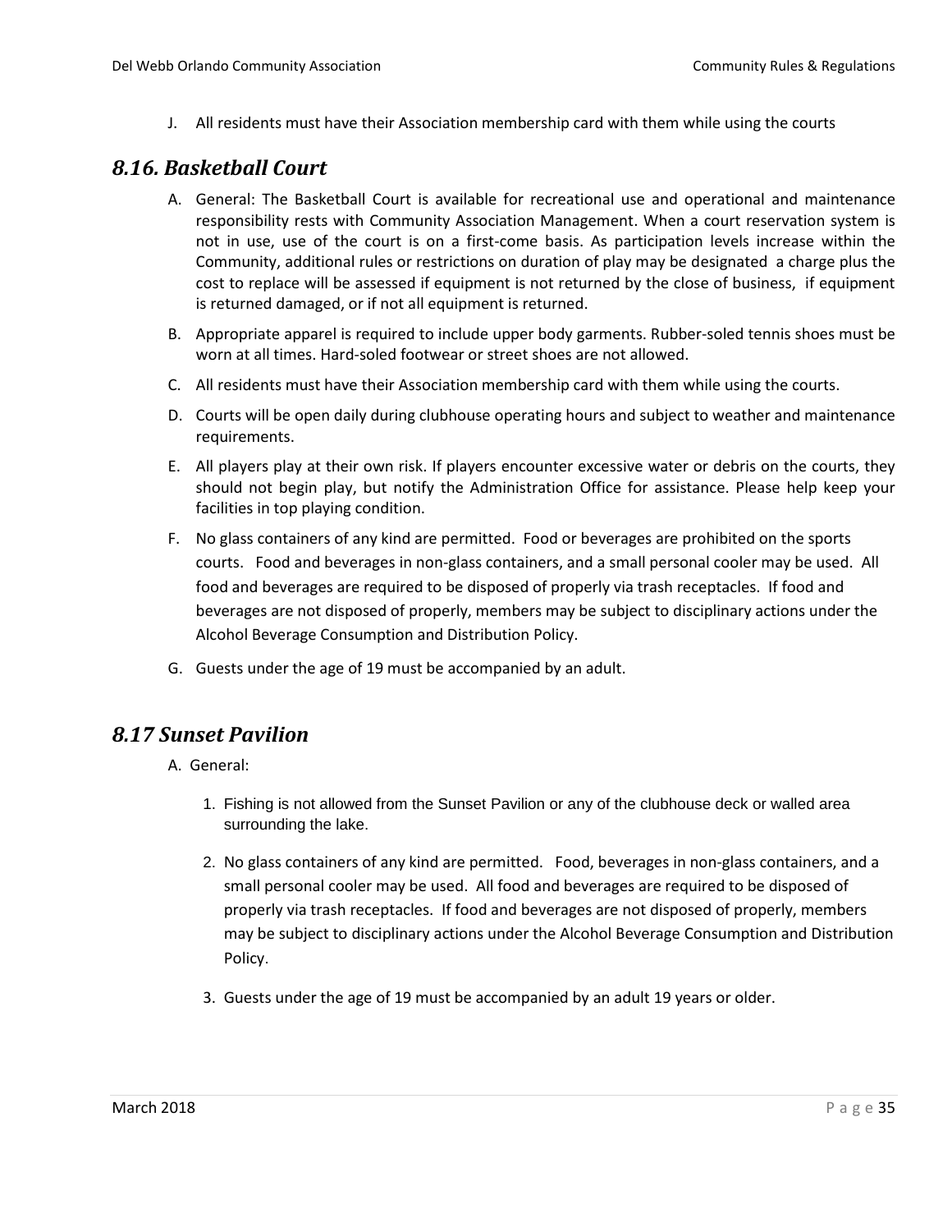J. All residents must have their Association membership card with them while using the courts

## *8.16. Basketball Court*

A. General: The Basketball Court is available for recreational use and operational and maintenance responsibility rests with Community Association Management. When a court reservation system is not in use, use of the court is on a first-come basis. As participation levels increase within the Community, additional rules or restrictions on duration of play may be designated a charge plus the cost to replace will be assessed if equipment is not returned by the close of business, if equipment is returned damaged, or if not all equipment is returned.

B. Appropriate apparel is required to include upper body garments. Rubber-soled tennis shoes must be worn at all times. Hard-soled footwear or street shoes are not allowed.

C. All residents must have their Association membership card with them while using the courts.

D. Courts will be open daily during clubhouse operating hours and subject to weather and maintenance requirements.

E. All players play at their own risk. If players encounter excessive water or debris on the courts, they should not begin play, but notify the Administration Office for assistance. Please help keep your facilities in top playing condition.

F. No glass containers of any kind are permitted. Food or beverages are prohibited on the sports courts. Food and beverages in non-glass containers, and a small personal cooler may be used. All food and beverages are required to be disposed of properly via trash receptacles. If food and beverages are not disposed of properly, members may be subject to disciplinary actions under the Alcohol Beverage Consumption and Distribution Policy.

G. Guests under the age of 19 must be accompanied by an adult.

## *8.17 Sunset Pavilion*

A. General:

1. Fishing is not allowed from the Sunset Pavilion or any of the clubhouse deck or walled area surrounding the lake.

2. No glass containers of any kind are permitted. Food, beverages in non-glass containers, and a small personal cooler may be used. All food and beverages are required to be disposed of properly via trash receptacles. If food and beverages are not disposed of properly, members may be subject to disciplinary actions under the Alcohol Beverage Consumption and Distribution Policy.

3. Guests under the age of 19 must be accompanied by an adult 19 years or older.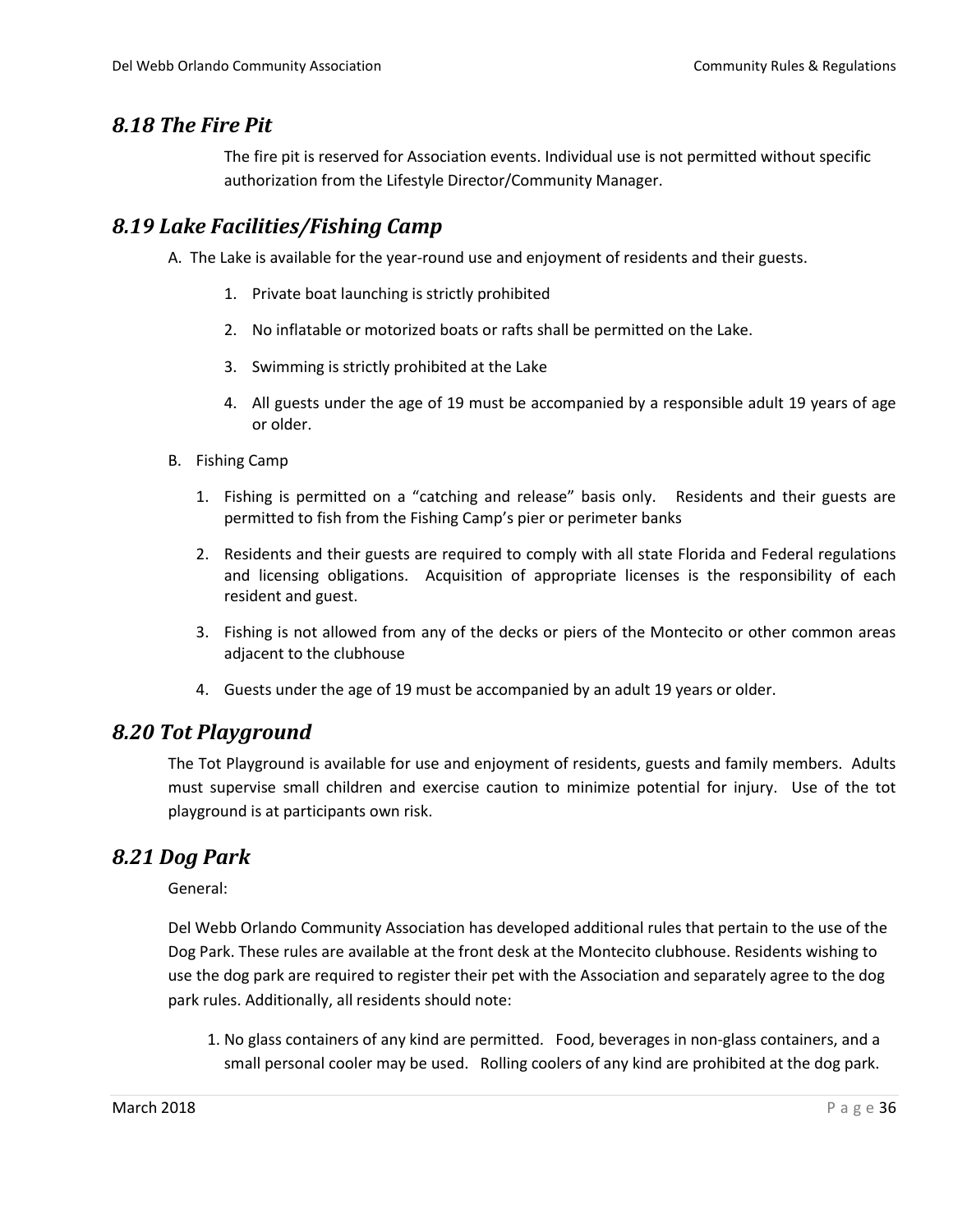## *8.18 The Fire Pit*

The fire pit is reserved for Association events. Individual use is not permitted without specific authorization from the Lifestyle Director/Community Manager.

## *8.19 Lake Facilities/Fishing Camp*

A. The Lake is available for the year-round use and enjoyment of residents and their guests.

1. Private boat launching is strictly prohibited
2. No inflatable or motorized boats or rafts shall be permitted on the Lake.
3. Swimming is strictly prohibited at the Lake
4. All guests under the age of 19 must be accompanied by a responsible adult 19 years of age or older.

B. Fishing Camp

1. Fishing is permitted on a "catching and release" basis only. Residents and their guests are permitted to fish from the Fishing Camp's pier or perimeter banks
2. Residents and their guests are required to comply with all state Florida and Federal regulations and licensing obligations. Acquisition of appropriate licenses is the responsibility of each resident and guest.
3. Fishing is not allowed from any of the decks or piers of the Montecito or other common areas adjacent to the clubhouse
4. Guests under the age of 19 must be accompanied by an adult 19 years or older.

## *8.20 Tot Playground*

The Tot Playground is available for use and enjoyment of residents, guests and family members. Adults must supervise small children and exercise caution to minimize potential for injury. Use of the tot playground is at participants own risk.

## *8.21 Dog Park*

General:

Del Webb Orlando Community Association has developed additional rules that pertain to the use of the Dog Park. These rules are available at the front desk at the Montecito clubhouse. Residents wishing to use the dog park are required to register their pet with the Association and separately agree to the dog park rules. Additionally, all residents should note:

1. No glass containers of any kind are permitted. Food, beverages in non-glass containers, and a small personal cooler may be used. Rolling coolers of any kind are prohibited at the dog park.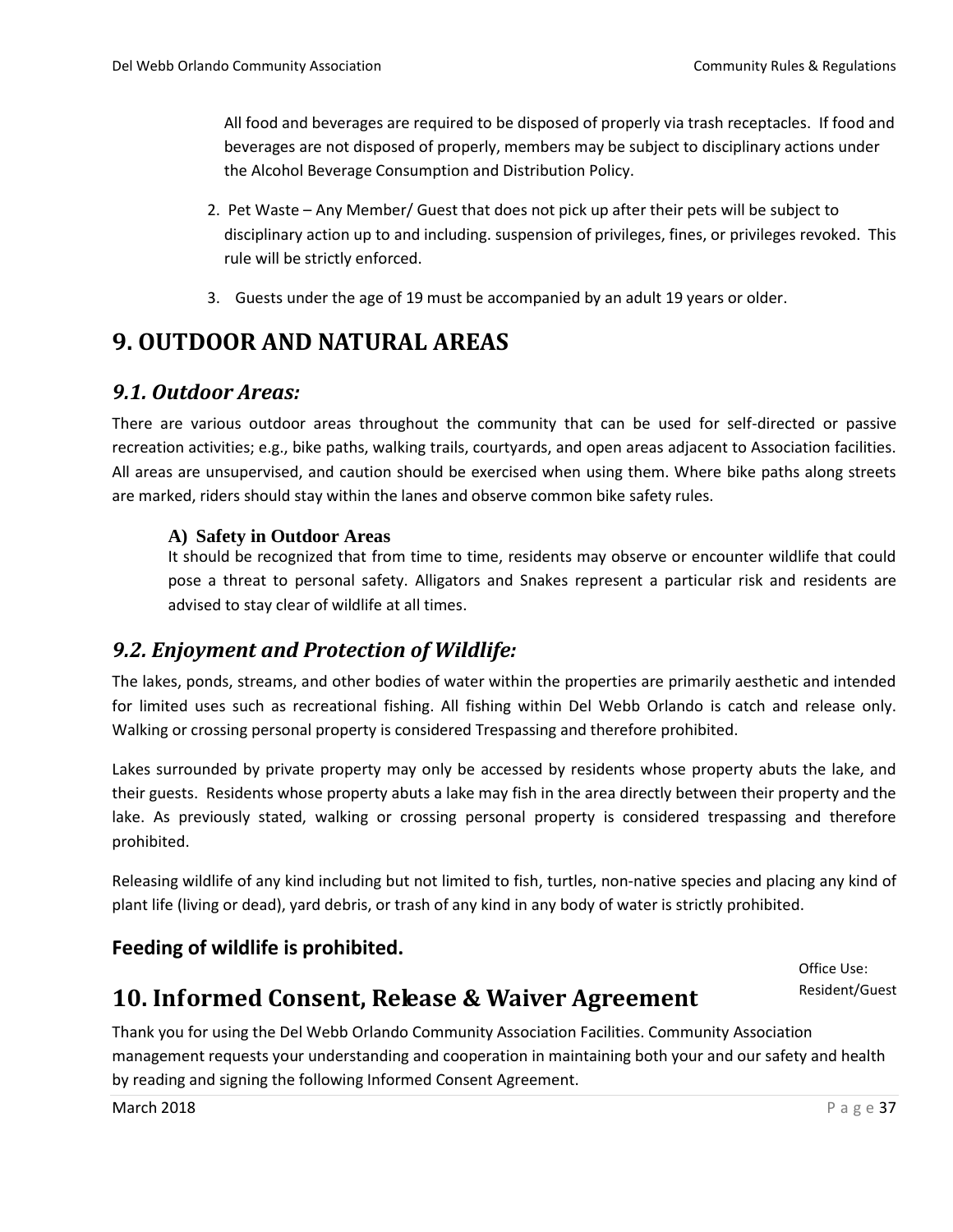All food and beverages are required to be disposed of properly via trash receptacles. If food and beverages are not disposed of properly, members may be subject to disciplinary actions under the Alcohol Beverage Consumption and Distribution Policy.

2. Pet Waste – Any Member/ Guest that does not pick up after their pets will be subject to disciplinary action up to and including. suspension of privileges, fines, or privileges revoked. This rule will be strictly enforced.
3. Guests under the age of 19 must be accompanied by an adult 19 years or older.

# 9. OUTDOOR AND NATURAL AREAS

## *9.1. Outdoor Areas:*

There are various outdoor areas throughout the community that can be used for self-directed or passive recreation activities; e.g., bike paths, walking trails, courtyards, and open areas adjacent to Association facilities. All areas are unsupervised, and caution should be exercised when using them. Where bike paths along streets are marked, riders should stay within the lanes and observe common bike safety rules.

### A) Safety in Outdoor Areas

It should be recognized that from time to time, residents may observe or encounter wildlife that could pose a threat to personal safety. Alligators and Snakes represent a particular risk and residents are advised to stay clear of wildlife at all times.

## *9.2. Enjoyment and Protection of Wildlife:*

The lakes, ponds, streams, and other bodies of water within the properties are primarily aesthetic and intended for limited uses such as recreational fishing. All fishing within Del Webb Orlando is catch and release only. Walking or crossing personal property is considered Trespassing and therefore prohibited.

Lakes surrounded by private property may only be accessed by residents whose property abuts the lake, and their guests. Residents whose property abuts a lake may fish in the area directly between their property and the lake. As previously stated, walking or crossing personal property is considered trespassing and therefore prohibited.

Releasing wildlife of any kind including but not limited to fish, turtles, non-native species and placing any kind of plant life (living or dead), yard debris, or trash of any kind in any body of water is strictly prohibited.

**Feeding of wildlife is prohibited.**

Office Use:
Resident/Guest

# 10. Informed Consent, Release & Waiver Agreement

Thank you for using the Del Webb Orlando Community Association Facilities. Community Association management requests your understanding and cooperation in maintaining both your and our safety and health by reading and signing the following Informed Consent Agreement.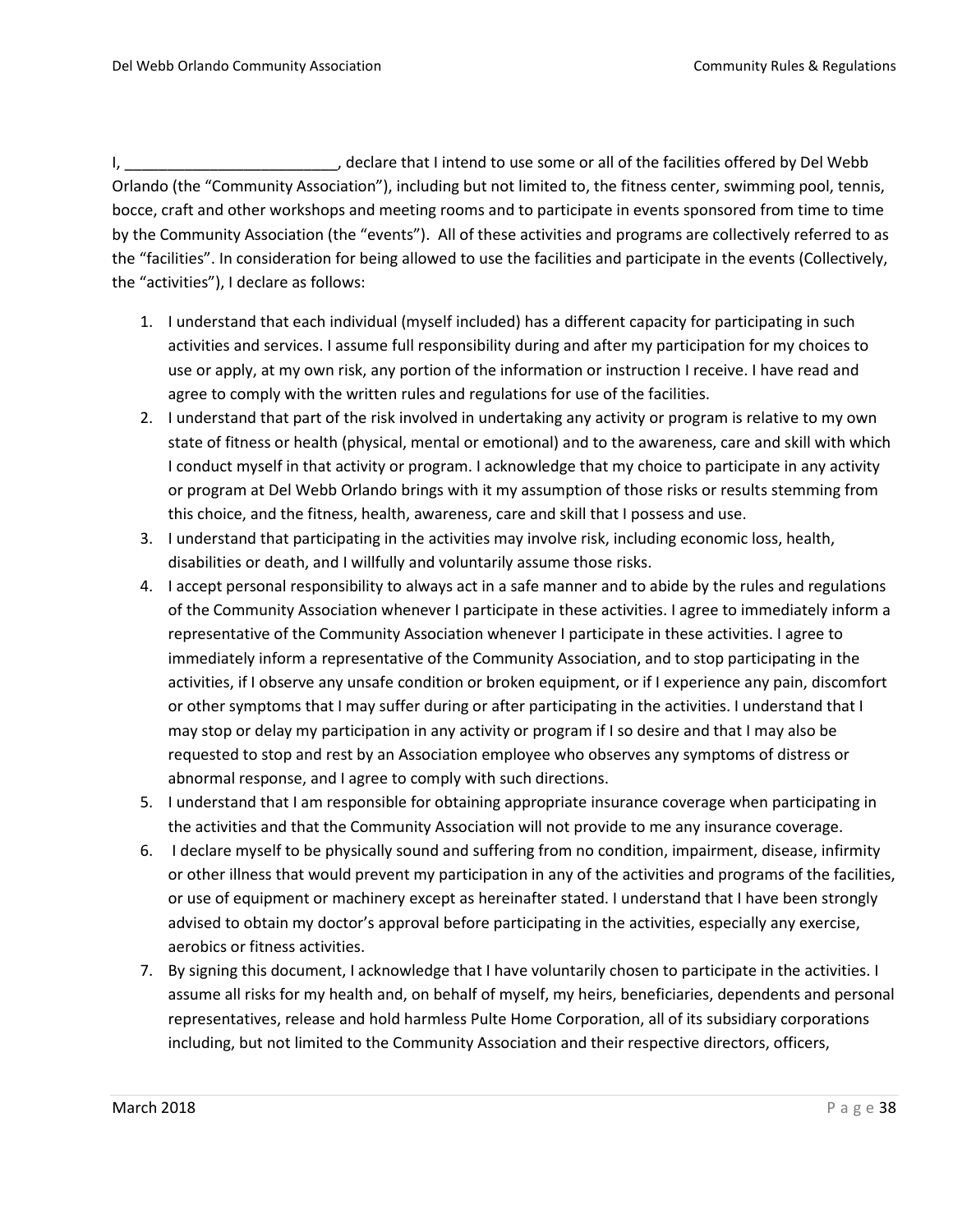I, _________________________, declare that I intend to use some or all of the facilities offered by Del Webb Orlando (the "Community Association"), including but not limited to, the fitness center, swimming pool, tennis, bocce, craft and other workshops and meeting rooms and to participate in events sponsored from time to time by the Community Association (the "events"). All of these activities and programs are collectively referred to as the "facilities". In consideration for being allowed to use the facilities and participate in the events (Collectively, the "activities"), I declare as follows:

1. I understand that each individual (myself included) has a different capacity for participating in such activities and services. I assume full responsibility during and after my participation for my choices to use or apply, at my own risk, any portion of the information or instruction I receive. I have read and agree to comply with the written rules and regulations for use of the facilities.
2. I understand that part of the risk involved in undertaking any activity or program is relative to my own state of fitness or health (physical, mental or emotional) and to the awareness, care and skill with which I conduct myself in that activity or program. I acknowledge that my choice to participate in any activity or program at Del Webb Orlando brings with it my assumption of those risks or results stemming from this choice, and the fitness, health, awareness, care and skill that I possess and use.
3. I understand that participating in the activities may involve risk, including economic loss, health, disabilities or death, and I willfully and voluntarily assume those risks.
4. I accept personal responsibility to always act in a safe manner and to abide by the rules and regulations of the Community Association whenever I participate in these activities. I agree to immediately inform a representative of the Community Association whenever I participate in these activities. I agree to immediately inform a representative of the Community Association, and to stop participating in the activities, if I observe any unsafe condition or broken equipment, or if I experience any pain, discomfort or other symptoms that I may suffer during or after participating in the activities. I understand that I may stop or delay my participation in any activity or program if I so desire and that I may also be requested to stop and rest by an Association employee who observes any symptoms of distress or abnormal response, and I agree to comply with such directions.
5. I understand that I am responsible for obtaining appropriate insurance coverage when participating in the activities and that the Community Association will not provide to me any insurance coverage.
6. I declare myself to be physically sound and suffering from no condition, impairment, disease, infirmity or other illness that would prevent my participation in any of the activities and programs of the facilities, or use of equipment or machinery except as hereinafter stated. I understand that I have been strongly advised to obtain my doctor's approval before participating in the activities, especially any exercise, aerobics or fitness activities.
7. By signing this document, I acknowledge that I have voluntarily chosen to participate in the activities. I assume all risks for my health and, on behalf of myself, my heirs, beneficiaries, dependents and personal representatives, release and hold harmless Pulte Home Corporation, all of its subsidiary corporations including, but not limited to the Community Association and their respective directors, officers,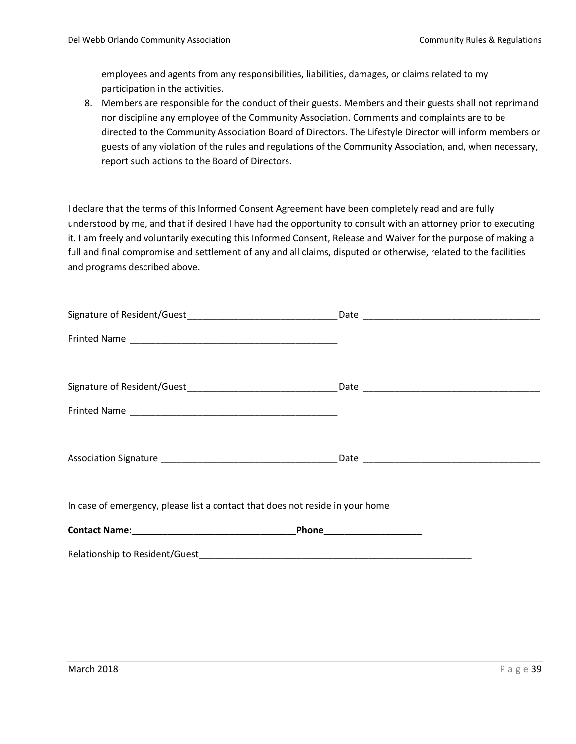employees and agents from any responsibilities, liabilities, damages, or claims related to my participation in the activities.

8. Members are responsible for the conduct of their guests. Members and their guests shall not reprimand nor discipline any employee of the Community Association. Comments and complaints are to be directed to the Community Association Board of Directors. The Lifestyle Director will inform members or guests of any violation of the rules and regulations of the Community Association, and, when necessary, report such actions to the Board of Directors.

I declare that the terms of this Informed Consent Agreement have been completely read and are fully understood by me, and that if desired I have had the opportunity to consult with an attorney prior to executing it. I am freely and voluntarily executing this Informed Consent, Release and Waiver for the purpose of making a full and final compromise and settlement of any and all claims, disputed or otherwise, related to the facilities and programs described above.

Signature of Resident/Guest_____________________________ Date __________________________________

Printed Name ________________________________________

Signature of Resident/Guest_____________________________ Date __________________________________

Printed Name ________________________________________

Association Signature _________________________________ Date __________________________________

In case of emergency, please list a contact that does not reside in your home

**Contact Name:_______________________________ Phone__________________**

Relationship to Resident/Guest_____________________________________________________